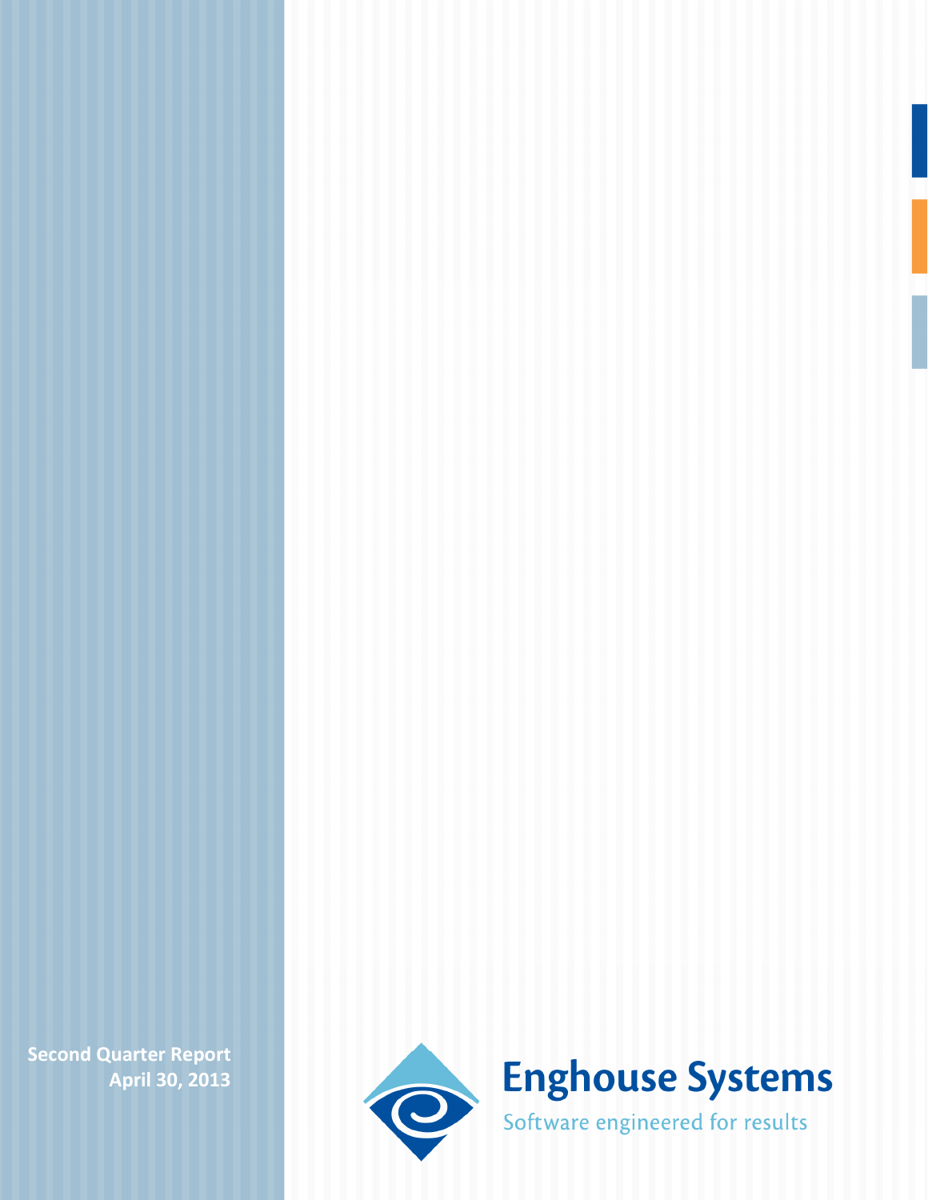**Second Quarter Report**
**April 30, 2013**

# Enghouse Systems

Software engineered for results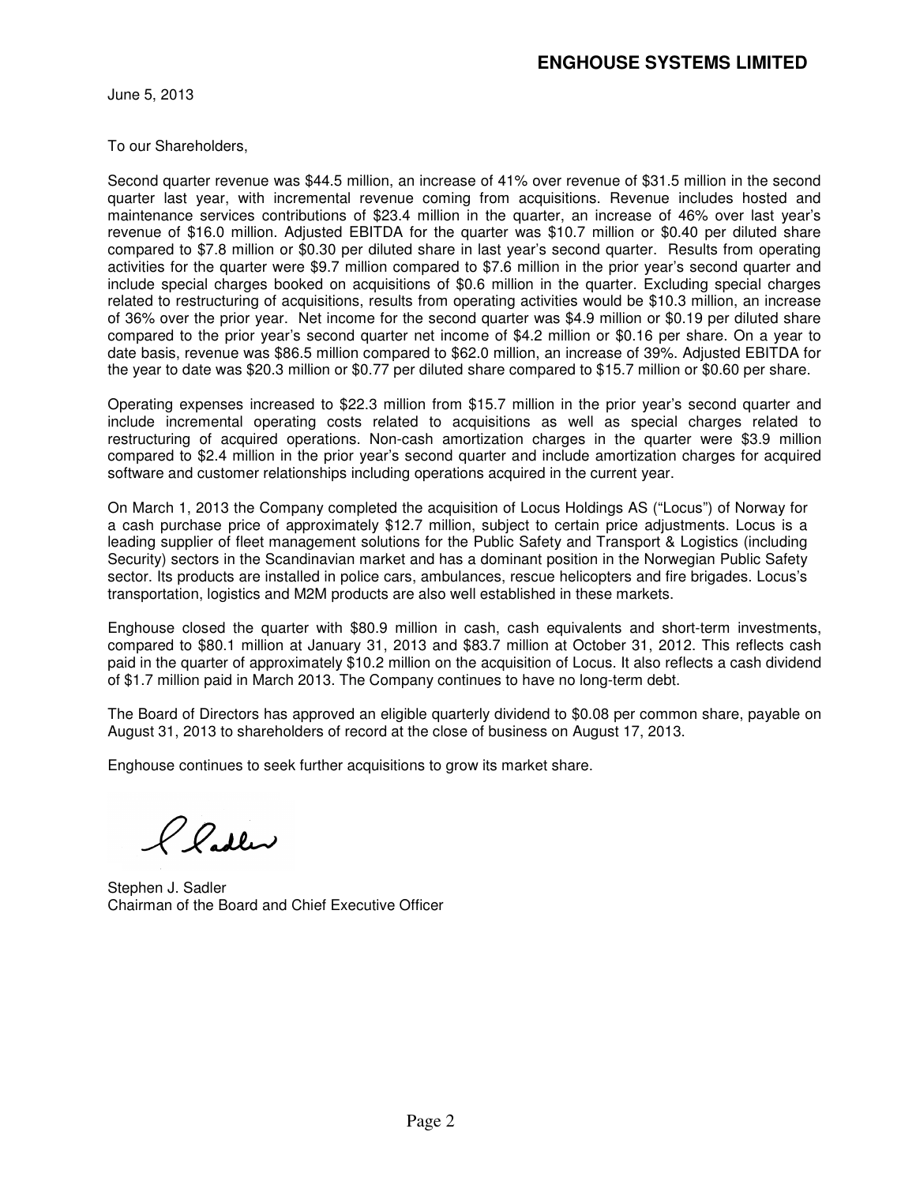# ENGHOUSE SYSTEMS LIMITED

June 5, 2013

To our Shareholders,

Second quarter revenue was $44.5 million, an increase of 41% over revenue of $31.5 million in the second quarter last year, with incremental revenue coming from acquisitions. Revenue includes hosted and maintenance services contributions of $23.4 million in the quarter, an increase of 46% over last year's revenue of $16.0 million. Adjusted EBITDA for the quarter was $10.7 million or $0.40 per diluted share compared to $7.8 million or $0.30 per diluted share in last year's second quarter. Results from operating activities for the quarter were $9.7 million compared to $7.6 million in the prior year's second quarter and include special charges booked on acquisitions of $0.6 million in the quarter. Excluding special charges related to restructuring of acquisitions, results from operating activities would be $10.3 million, an increase of 36% over the prior year. Net income for the second quarter was $4.9 million or $0.19 per diluted share compared to the prior year's second quarter net income of $4.2 million or $0.16 per share. On a year to date basis, revenue was $86.5 million compared to $62.0 million, an increase of 39%. Adjusted EBITDA for the year to date was $20.3 million or $0.77 per diluted share compared to $15.7 million or $0.60 per share.

Operating expenses increased to $22.3 million from $15.7 million in the prior year's second quarter and include incremental operating costs related to acquisitions as well as special charges related to restructuring of acquired operations. Non-cash amortization charges in the quarter were $3.9 million compared to $2.4 million in the prior year's second quarter and include amortization charges for acquired software and customer relationships including operations acquired in the current year.

On March 1, 2013 the Company completed the acquisition of Locus Holdings AS ("Locus") of Norway for a cash purchase price of approximately $12.7 million, subject to certain price adjustments. Locus is a leading supplier of fleet management solutions for the Public Safety and Transport & Logistics (including Security) sectors in the Scandinavian market and has a dominant position in the Norwegian Public Safety sector. Its products are installed in police cars, ambulances, rescue helicopters and fire brigades. Locus's transportation, logistics and M2M products are also well established in these markets.

Enghouse closed the quarter with $80.9 million in cash, cash equivalents and short-term investments, compared to $80.1 million at January 31, 2013 and $83.7 million at October 31, 2012. This reflects cash paid in the quarter of approximately $10.2 million on the acquisition of Locus. It also reflects a cash dividend of $1.7 million paid in March 2013. The Company continues to have no long-term debt.

The Board of Directors has approved an eligible quarterly dividend to $0.08 per common share, payable on August 31, 2013 to shareholders of record at the close of business on August 17, 2013.

Enghouse continues to seek further acquisitions to grow its market share.

Stephen J. Sadler
Chairman of the Board and Chief Executive Officer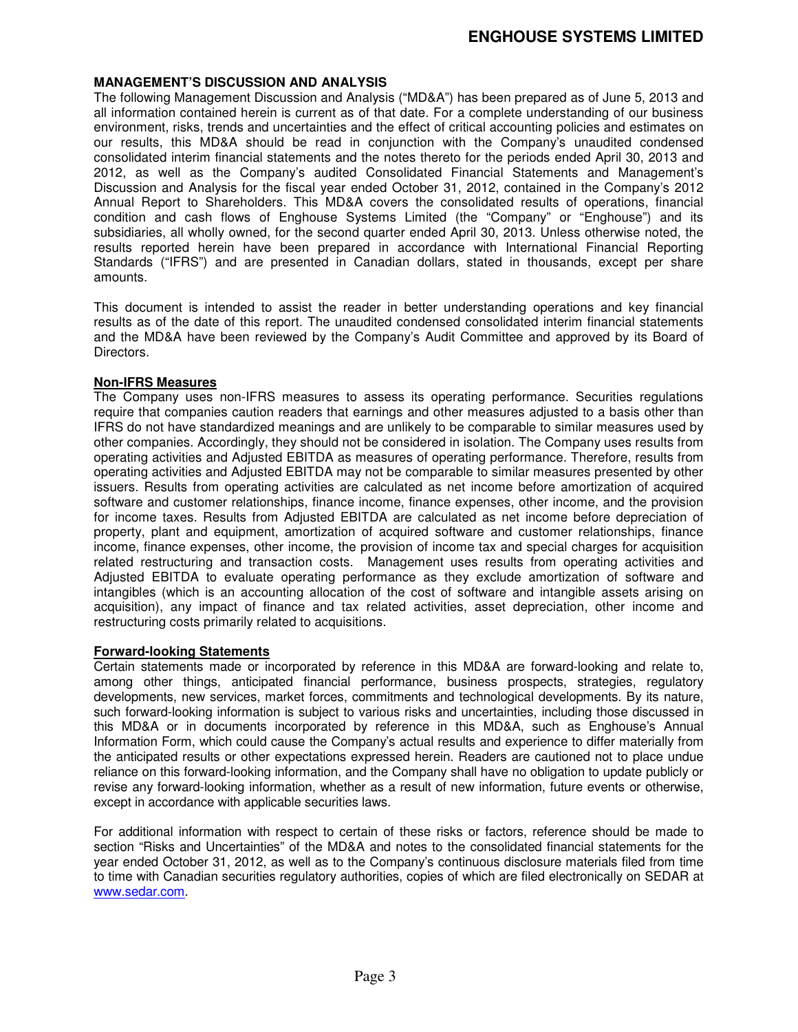## MANAGEMENT'S DISCUSSION AND ANALYSIS

The following Management Discussion and Analysis ("MD&A") has been prepared as of June 5, 2013 and all information contained herein is current as of that date. For a complete understanding of our business environment, risks, trends and uncertainties and the effect of critical accounting policies and estimates on our results, this MD&A should be read in conjunction with the Company's unaudited condensed consolidated interim financial statements and the notes thereto for the periods ended April 30, 2013 and 2012, as well as the Company's audited Consolidated Financial Statements and Management's Discussion and Analysis for the fiscal year ended October 31, 2012, contained in the Company's 2012 Annual Report to Shareholders. This MD&A covers the consolidated results of operations, financial condition and cash flows of Enghouse Systems Limited (the "Company" or "Enghouse") and its subsidiaries, all wholly owned, for the second quarter ended April 30, 2013. Unless otherwise noted, the results reported herein have been prepared in accordance with International Financial Reporting Standards ("IFRS") and are presented in Canadian dollars, stated in thousands, except per share amounts.

This document is intended to assist the reader in better understanding operations and key financial results as of the date of this report. The unaudited condensed consolidated interim financial statements and the MD&A have been reviewed by the Company's Audit Committee and approved by its Board of Directors.

### Non-IFRS Measures

The Company uses non-IFRS measures to assess its operating performance. Securities regulations require that companies caution readers that earnings and other measures adjusted to a basis other than IFRS do not have standardized meanings and are unlikely to be comparable to similar measures used by other companies. Accordingly, they should not be considered in isolation. The Company uses results from operating activities and Adjusted EBITDA as measures of operating performance. Therefore, results from operating activities and Adjusted EBITDA may not be comparable to similar measures presented by other issuers. Results from operating activities are calculated as net income before amortization of acquired software and customer relationships, finance income, finance expenses, other income, and the provision for income taxes. Results from Adjusted EBITDA are calculated as net income before depreciation of property, plant and equipment, amortization of acquired software and customer relationships, finance income, finance expenses, other income, the provision of income tax and special charges for acquisition related restructuring and transaction costs. Management uses results from operating activities and Adjusted EBITDA to evaluate operating performance as they exclude amortization of software and intangibles (which is an accounting allocation of the cost of software and intangible assets arising on acquisition), any impact of finance and tax related activities, asset depreciation, other income and restructuring costs primarily related to acquisitions.

### Forward-looking Statements

Certain statements made or incorporated by reference in this MD&A are forward-looking and relate to, among other things, anticipated financial performance, business prospects, strategies, regulatory developments, new services, market forces, commitments and technological developments. By its nature, such forward-looking information is subject to various risks and uncertainties, including those discussed in this MD&A or in documents incorporated by reference in this MD&A, such as Enghouse's Annual Information Form, which could cause the Company's actual results and experience to differ materially from the anticipated results or other expectations expressed herein. Readers are cautioned not to place undue reliance on this forward-looking information, and the Company shall have no obligation to update publicly or revise any forward-looking information, whether as a result of new information, future events or otherwise, except in accordance with applicable securities laws.

For additional information with respect to certain of these risks or factors, reference should be made to section "Risks and Uncertainties" of the MD&A and notes to the consolidated financial statements for the year ended October 31, 2012, as well as to the Company's continuous disclosure materials filed from time to time with Canadian securities regulatory authorities, copies of which are filed electronically on SEDAR at www.sedar.com.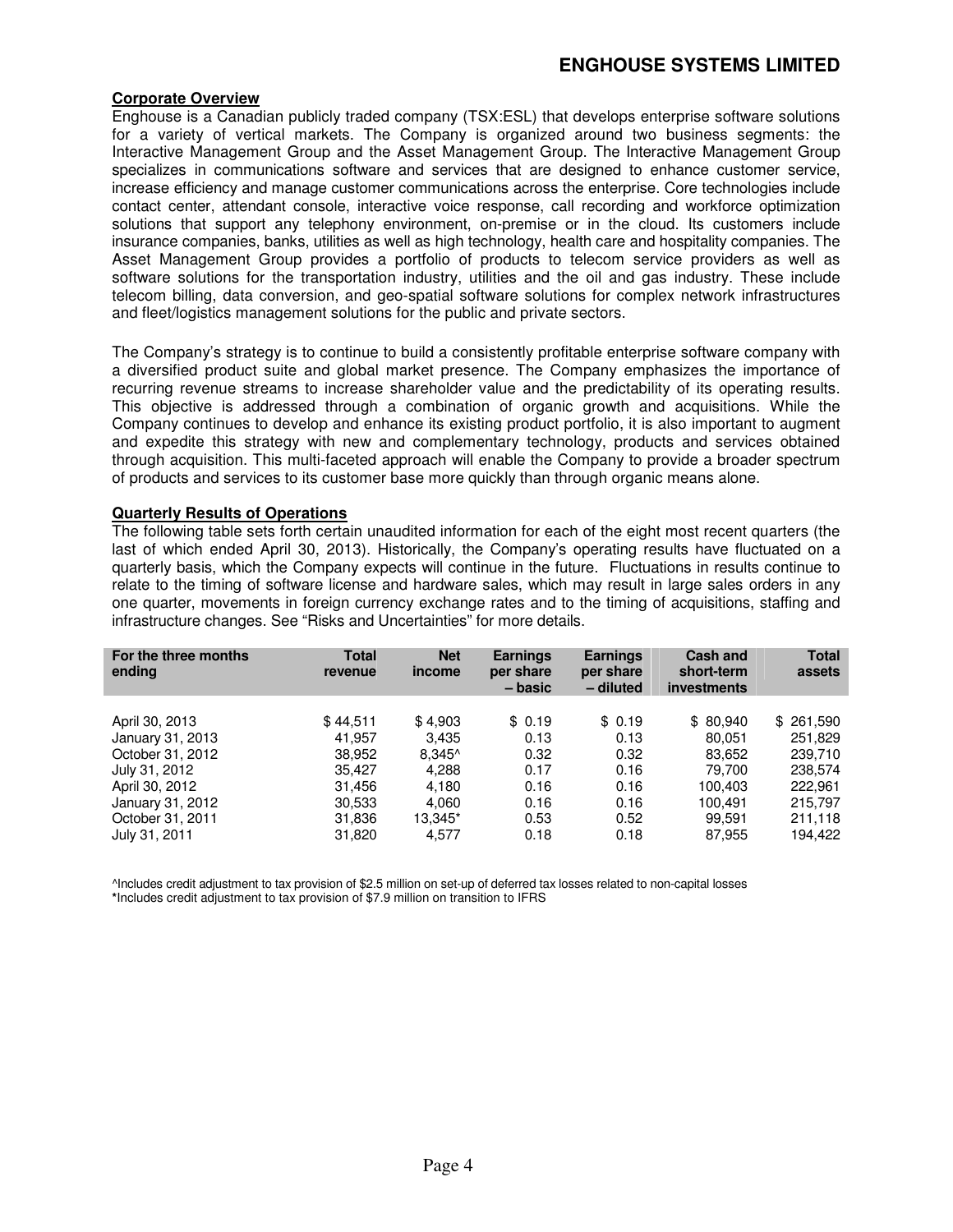**Corporate Overview**

Enghouse is a Canadian publicly traded company (TSX:ESL) that develops enterprise software solutions for a variety of vertical markets. The Company is organized around two business segments: the Interactive Management Group and the Asset Management Group. The Interactive Management Group specializes in communications software and services that are designed to enhance customer service, increase efficiency and manage customer communications across the enterprise. Core technologies include contact center, attendant console, interactive voice response, call recording and workforce optimization solutions that support any telephony environment, on-premise or in the cloud. Its customers include insurance companies, banks, utilities as well as high technology, health care and hospitality companies. The Asset Management Group provides a portfolio of products to telecom service providers as well as software solutions for the transportation industry, utilities and the oil and gas industry. These include telecom billing, data conversion, and geo-spatial software solutions for complex network infrastructures and fleet/logistics management solutions for the public and private sectors.

The Company's strategy is to continue to build a consistently profitable enterprise software company with a diversified product suite and global market presence. The Company emphasizes the importance of recurring revenue streams to increase shareholder value and the predictability of its operating results. This objective is addressed through a combination of organic growth and acquisitions. While the Company continues to develop and enhance its existing product portfolio, it is also important to augment and expedite this strategy with new and complementary technology, products and services obtained through acquisition. This multi-faceted approach will enable the Company to provide a broader spectrum of products and services to its customer base more quickly than through organic means alone.

**Quarterly Results of Operations**

The following table sets forth certain unaudited information for each of the eight most recent quarters (the last of which ended April 30, 2013). Historically, the Company's operating results have fluctuated on a quarterly basis, which the Company expects will continue in the future. Fluctuations in results continue to relate to the timing of software license and hardware sales, which may result in large sales orders in any one quarter, movements in foreign currency exchange rates and to the timing of acquisitions, staffing and infrastructure changes. See "Risks and Uncertainties" for more details.

| For the three months ending | Total revenue | Net income | Earnings per share – basic | Earnings per share – diluted | Cash and short-term investments | Total assets |
|---|---|---|---|---|---|---|
| April 30, 2013 | $ 44,511 | $ 4,903 | $ 0.19 | $ 0.19 | $ 80,940 | $ 261,590 |
| January 31, 2013 | 41,957 | 3,435 | 0.13 | 0.13 | 80,051 | 251,829 |
| October 31, 2012 | 38,952 | 8,345^ | 0.32 | 0.32 | 83,652 | 239,710 |
| July 31, 2012 | 35,427 | 4,288 | 0.17 | 0.16 | 79,700 | 238,574 |
| April 30, 2012 | 31,456 | 4,180 | 0.16 | 0.16 | 100,403 | 222,961 |
| January 31, 2012 | 30,533 | 4,060 | 0.16 | 0.16 | 100,491 | 215,797 |
| October 31, 2011 | 31,836 | 13,345* | 0.53 | 0.52 | 99,591 | 211,118 |
| July 31, 2011 | 31,820 | 4,577 | 0.18 | 0.18 | 87,955 | 194,422 |

^Includes credit adjustment to tax provision of $2.5 million on set-up of deferred tax losses related to non-capital losses

*Includes credit adjustment to tax provision of $7.9 million on transition to IFRS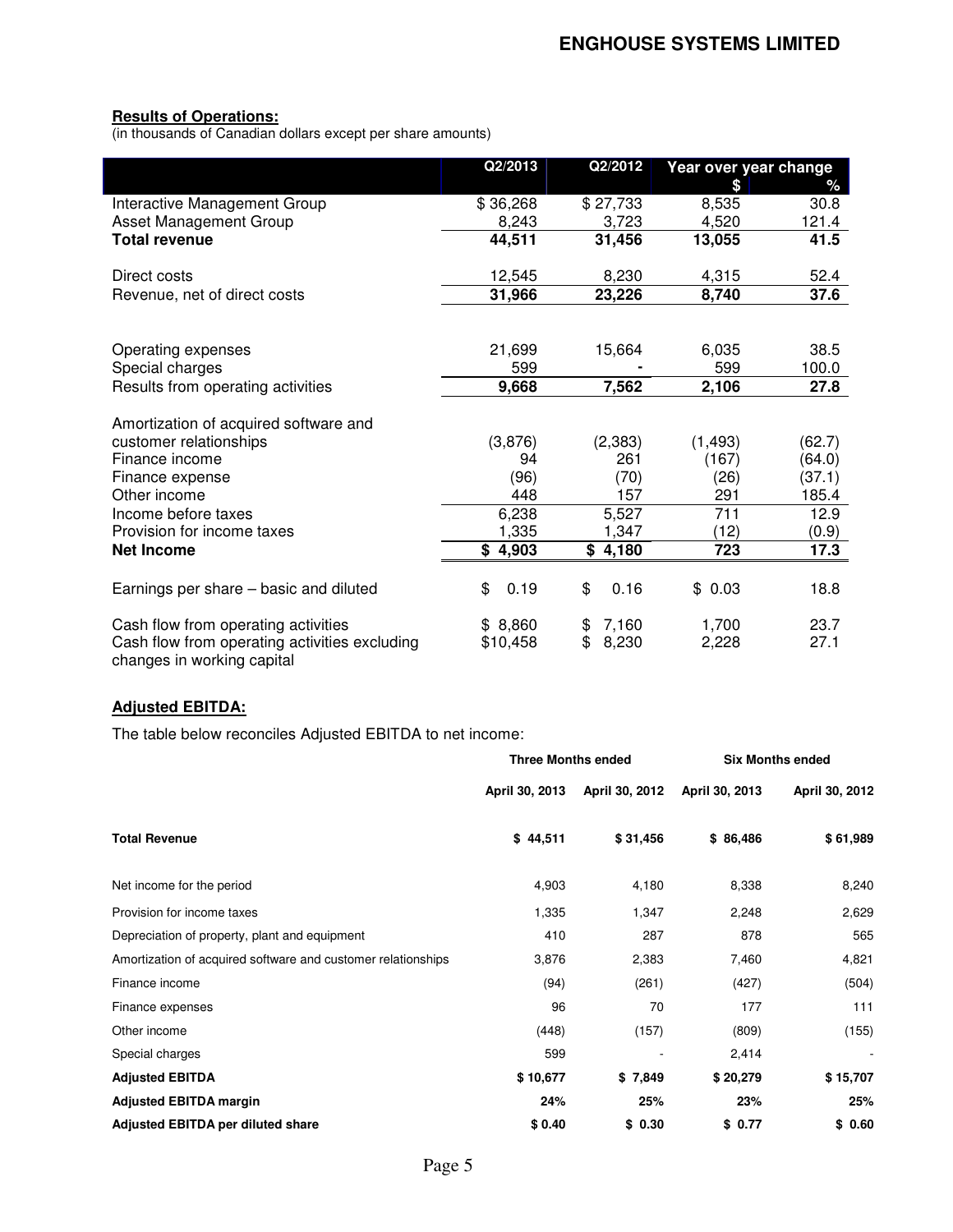## Results of Operations:

(in thousands of Canadian dollars except per share amounts)

| | Q2/2013 | Q2/2012 | Year over year change $ | % |
|---|---|---|---|---|
| Interactive Management Group | $ 36,268 | $ 27,733 | 8,535 | 30.8 |
| Asset Management Group | 8,243 | 3,723 | 4,520 | 121.4 |
| **Total revenue** | **44,511** | **31,456** | **13,055** | **41.5** |
| Direct costs | 12,545 | 8,230 | 4,315 | 52.4 |
| Revenue, net of direct costs | **31,966** | **23,226** | **8,740** | **37.6** |
| Operating expenses | 21,699 | 15,664 | 6,035 | 38.5 |
| Special charges | 599 | - | 599 | 100.0 |
| Results from operating activities | **9,668** | **7,562** | **2,106** | **27.8** |
| Amortization of acquired software and customer relationships | (3,876) | (2,383) | (1,493) | (62.7) |
| Finance income | 94 | 261 | (167) | (64.0) |
| Finance expense | (96) | (70) | (26) | (37.1) |
| Other income | 448 | 157 | 291 | 185.4 |
| Income before taxes | 6,238 | 5,527 | 711 | 12.9 |
| Provision for income taxes | 1,335 | 1,347 | (12) | (0.9) |
| **Net Income** | **$ 4,903** | **$ 4,180** | **723** | **17.3** |
| Earnings per share – basic and diluted | $ 0.19 | $ 0.16 | $ 0.03 | 18.8 |
| Cash flow from operating activities | $ 8,860 | $ 7,160 | 1,700 | 23.7 |
| Cash flow from operating activities excluding changes in working capital | $10,458 | $ 8,230 | 2,228 | 27.1 |

## Adjusted EBITDA:

The table below reconciles Adjusted EBITDA to net income:

| | Three Months ended | | Six Months ended | |
|---|---|---|---|---|
| | April 30, 2013 | April 30, 2012 | April 30, 2013 | April 30, 2012 |
| **Total Revenue** | **$ 44,511** | **$ 31,456** | **$ 86,486** | **$ 61,989** |
| Net income for the period | 4,903 | 4,180 | 8,338 | 8,240 |
| Provision for income taxes | 1,335 | 1,347 | 2,248 | 2,629 |
| Depreciation of property, plant and equipment | 410 | 287 | 878 | 565 |
| Amortization of acquired software and customer relationships | 3,876 | 2,383 | 7,460 | 4,821 |
| Finance income | (94) | (261) | (427) | (504) |
| Finance expenses | 96 | 70 | 177 | 111 |
| Other income | (448) | (157) | (809) | (155) |
| Special charges | 599 | - | 2,414 | - |
| **Adjusted EBITDA** | **$ 10,677** | **$ 7,849** | **$ 20,279** | **$ 15,707** |
| **Adjusted EBITDA margin** | **24%** | **25%** | **23%** | **25%** |
| **Adjusted EBITDA per diluted share** | **$ 0.40** | **$ 0.30** | **$ 0.77** | **$ 0.60** |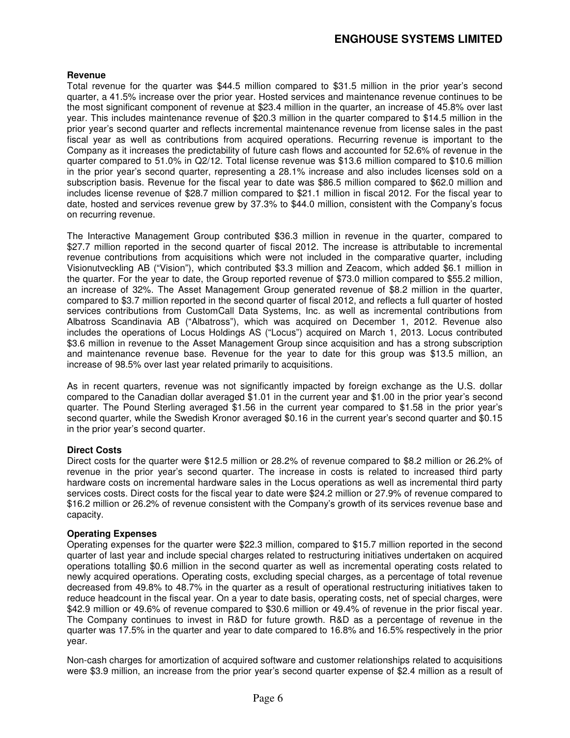## Revenue

Total revenue for the quarter was $44.5 million compared to $31.5 million in the prior year's second quarter, a 41.5% increase over the prior year. Hosted services and maintenance revenue continues to be the most significant component of revenue at $23.4 million in the quarter, an increase of 45.8% over last year. This includes maintenance revenue of $20.3 million in the quarter compared to $14.5 million in the prior year's second quarter and reflects incremental maintenance revenue from license sales in the past fiscal year as well as contributions from acquired operations. Recurring revenue is important to the Company as it increases the predictability of future cash flows and accounted for 52.6% of revenue in the quarter compared to 51.0% in Q2/12. Total license revenue was $13.6 million compared to $10.6 million in the prior year's second quarter, representing a 28.1% increase and also includes licenses sold on a subscription basis. Revenue for the fiscal year to date was $86.5 million compared to $62.0 million and includes license revenue of $28.7 million compared to $21.1 million in fiscal 2012. For the fiscal year to date, hosted and services revenue grew by 37.3% to $44.0 million, consistent with the Company's focus on recurring revenue.

The Interactive Management Group contributed $36.3 million in revenue in the quarter, compared to $27.7 million reported in the second quarter of fiscal 2012. The increase is attributable to incremental revenue contributions from acquisitions which were not included in the comparative quarter, including Visionutveckling AB ("Vision"), which contributed $3.3 million and Zeacom, which added $6.1 million in the quarter. For the year to date, the Group reported revenue of $73.0 million compared to $55.2 million, an increase of 32%. The Asset Management Group generated revenue of $8.2 million in the quarter, compared to $3.7 million reported in the second quarter of fiscal 2012, and reflects a full quarter of hosted services contributions from CustomCall Data Systems, Inc. as well as incremental contributions from Albatross Scandinavia AB ("Albatross"), which was acquired on December 1, 2012. Revenue also includes the operations of Locus Holdings AS ("Locus") acquired on March 1, 2013. Locus contributed $3.6 million in revenue to the Asset Management Group since acquisition and has a strong subscription and maintenance revenue base. Revenue for the year to date for this group was $13.5 million, an increase of 98.5% over last year related primarily to acquisitions.

As in recent quarters, revenue was not significantly impacted by foreign exchange as the U.S. dollar compared to the Canadian dollar averaged $1.01 in the current year and $1.00 in the prior year's second quarter. The Pound Sterling averaged $1.56 in the current year compared to $1.58 in the prior year's second quarter, while the Swedish Kronor averaged $0.16 in the current year's second quarter and $0.15 in the prior year's second quarter.

## Direct Costs

Direct costs for the quarter were $12.5 million or 28.2% of revenue compared to $8.2 million or 26.2% of revenue in the prior year's second quarter. The increase in costs is related to increased third party hardware costs on incremental hardware sales in the Locus operations as well as incremental third party services costs. Direct costs for the fiscal year to date were $24.2 million or 27.9% of revenue compared to $16.2 million or 26.2% of revenue consistent with the Company's growth of its services revenue base and capacity.

## Operating Expenses

Operating expenses for the quarter were $22.3 million, compared to $15.7 million reported in the second quarter of last year and include special charges related to restructuring initiatives undertaken on acquired operations totalling $0.6 million in the second quarter as well as incremental operating costs related to newly acquired operations. Operating costs, excluding special charges, as a percentage of total revenue decreased from 49.8% to 48.7% in the quarter as a result of operational restructuring initiatives taken to reduce headcount in the fiscal year. On a year to date basis, operating costs, net of special charges, were $42.9 million or 49.6% of revenue compared to $30.6 million or 49.4% of revenue in the prior fiscal year. The Company continues to invest in R&D for future growth. R&D as a percentage of revenue in the quarter was 17.5% in the quarter and year to date compared to 16.8% and 16.5% respectively in the prior year.

Non-cash charges for amortization of acquired software and customer relationships related to acquisitions were $3.9 million, an increase from the prior year's second quarter expense of $2.4 million as a result of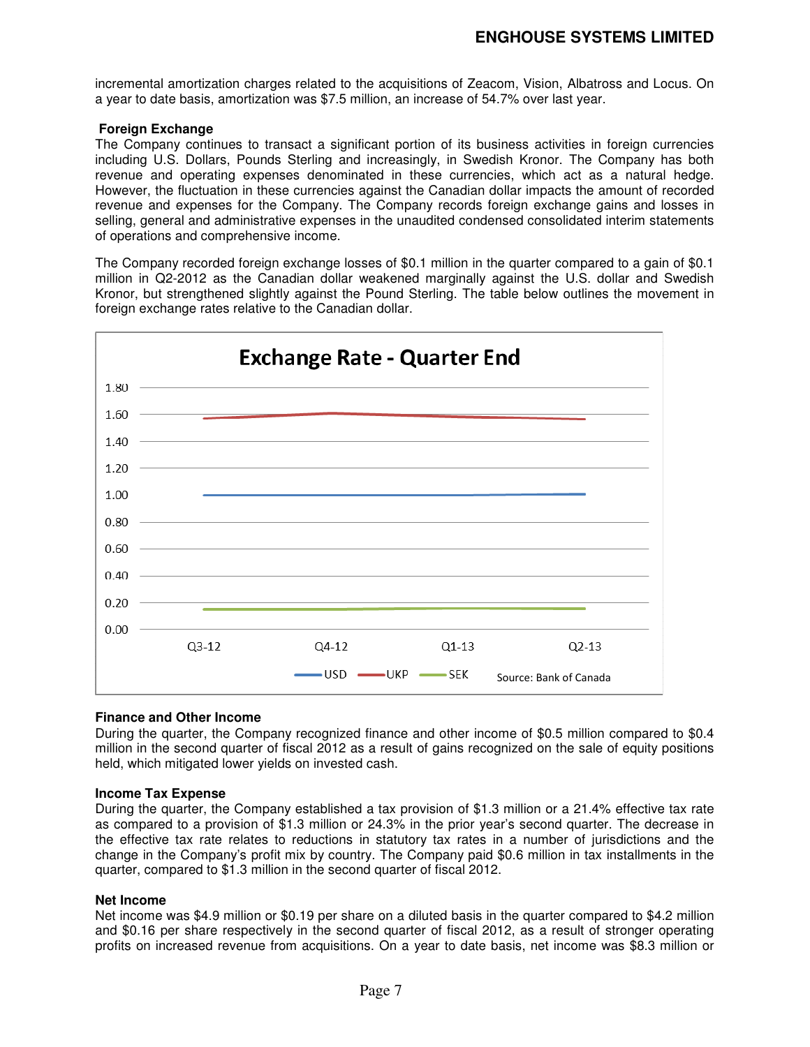incremental amortization charges related to the acquisitions of Zeacom, Vision, Albatross and Locus. On a year to date basis, amortization was $7.5 million, an increase of 54.7% over last year.

**Foreign Exchange**

The Company continues to transact a significant portion of its business activities in foreign currencies including U.S. Dollars, Pounds Sterling and increasingly, in Swedish Kronor. The Company has both revenue and operating expenses denominated in these currencies, which act as a natural hedge. However, the fluctuation in these currencies against the Canadian dollar impacts the amount of recorded revenue and expenses for the Company. The Company records foreign exchange gains and losses in selling, general and administrative expenses in the unaudited condensed consolidated interim statements of operations and comprehensive income.

The Company recorded foreign exchange losses of $0.1 million in the quarter compared to a gain of $0.1 million in Q2-2012 as the Canadian dollar weakened marginally against the U.S. dollar and Swedish Kronor, but strengthened slightly against the Pound Sterling. The table below outlines the movement in foreign exchange rates relative to the Canadian dollar.

**Exchange Rate - Quarter End**

Source: Bank of Canada

**Finance and Other Income**

During the quarter, the Company recognized finance and other income of $0.5 million compared to $0.4 million in the second quarter of fiscal 2012 as a result of gains recognized on the sale of equity positions held, which mitigated lower yields on invested cash.

**Income Tax Expense**

During the quarter, the Company established a tax provision of $1.3 million or a 21.4% effective tax rate as compared to a provision of $1.3 million or 24.3% in the prior year's second quarter. The decrease in the effective tax rate relates to reductions in statutory tax rates in a number of jurisdictions and the change in the Company's profit mix by country. The Company paid $0.6 million in tax installments in the quarter, compared to $1.3 million in the second quarter of fiscal 2012.

**Net Income**

Net income was $4.9 million or $0.19 per share on a diluted basis in the quarter compared to $4.2 million and $0.16 per share respectively in the second quarter of fiscal 2012, as a result of stronger operating profits on increased revenue from acquisitions. On a year to date basis, net income was $8.3 million or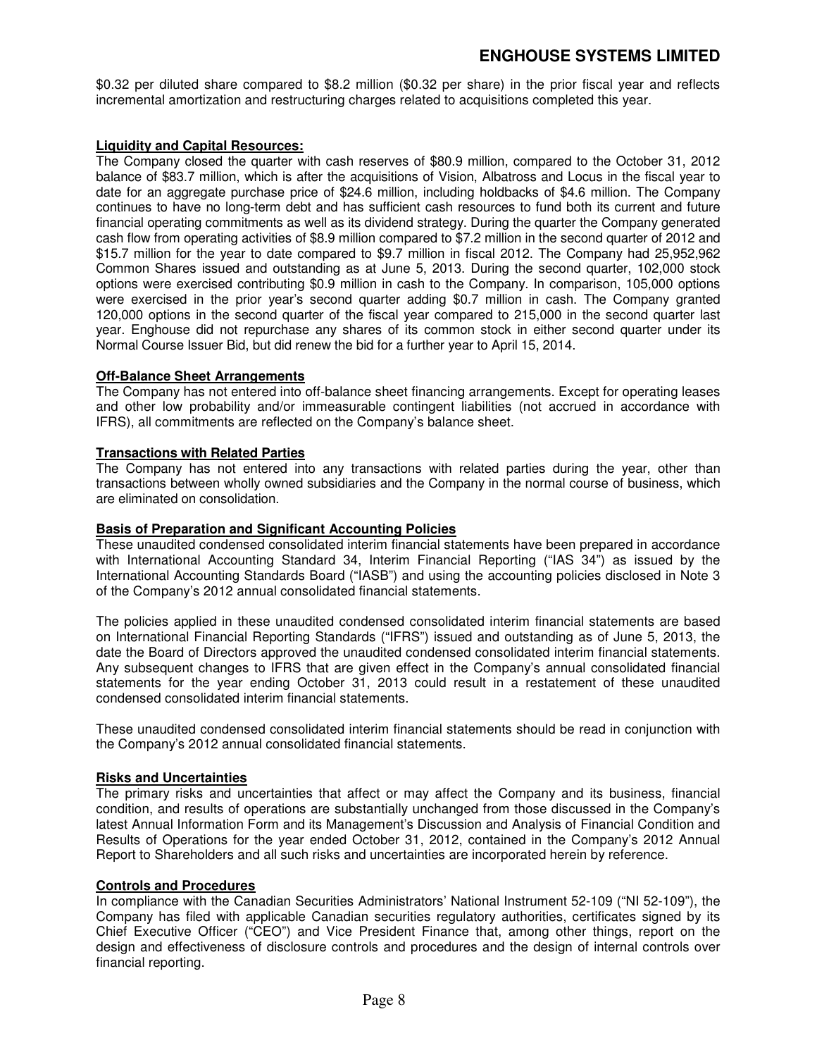$0.32 per diluted share compared to $8.2 million ($0.32 per share) in the prior fiscal year and reflects incremental amortization and restructuring charges related to acquisitions completed this year.

## Liquidity and Capital Resources:

The Company closed the quarter with cash reserves of $80.9 million, compared to the October 31, 2012 balance of $83.7 million, which is after the acquisitions of Vision, Albatross and Locus in the fiscal year to date for an aggregate purchase price of $24.6 million, including holdbacks of $4.6 million. The Company continues to have no long-term debt and has sufficient cash resources to fund both its current and future financial operating commitments as well as its dividend strategy. During the quarter the Company generated cash flow from operating activities of $8.9 million compared to $7.2 million in the second quarter of 2012 and $15.7 million for the year to date compared to $9.7 million in fiscal 2012. The Company had 25,952,962 Common Shares issued and outstanding as at June 5, 2013. During the second quarter, 102,000 stock options were exercised contributing $0.9 million in cash to the Company. In comparison, 105,000 options were exercised in the prior year's second quarter adding $0.7 million in cash. The Company granted 120,000 options in the second quarter of the fiscal year compared to 215,000 in the second quarter last year. Enghouse did not repurchase any shares of its common stock in either second quarter under its Normal Course Issuer Bid, but did renew the bid for a further year to April 15, 2014.

## Off-Balance Sheet Arrangements

The Company has not entered into off-balance sheet financing arrangements. Except for operating leases and other low probability and/or immeasurable contingent liabilities (not accrued in accordance with IFRS), all commitments are reflected on the Company's balance sheet.

## Transactions with Related Parties

The Company has not entered into any transactions with related parties during the year, other than transactions between wholly owned subsidiaries and the Company in the normal course of business, which are eliminated on consolidation.

## Basis of Preparation and Significant Accounting Policies

These unaudited condensed consolidated interim financial statements have been prepared in accordance with International Accounting Standard 34, Interim Financial Reporting ("IAS 34") as issued by the International Accounting Standards Board ("IASB") and using the accounting policies disclosed in Note 3 of the Company's 2012 annual consolidated financial statements.

The policies applied in these unaudited condensed consolidated interim financial statements are based on International Financial Reporting Standards ("IFRS") issued and outstanding as of June 5, 2013, the date the Board of Directors approved the unaudited condensed consolidated interim financial statements. Any subsequent changes to IFRS that are given effect in the Company's annual consolidated financial statements for the year ending October 31, 2013 could result in a restatement of these unaudited condensed consolidated interim financial statements.

These unaudited condensed consolidated interim financial statements should be read in conjunction with the Company's 2012 annual consolidated financial statements.

## Risks and Uncertainties

The primary risks and uncertainties that affect or may affect the Company and its business, financial condition, and results of operations are substantially unchanged from those discussed in the Company's latest Annual Information Form and its Management's Discussion and Analysis of Financial Condition and Results of Operations for the year ended October 31, 2012, contained in the Company's 2012 Annual Report to Shareholders and all such risks and uncertainties are incorporated herein by reference.

## Controls and Procedures

In compliance with the Canadian Securities Administrators' National Instrument 52-109 ("NI 52-109"), the Company has filed with applicable Canadian securities regulatory authorities, certificates signed by its Chief Executive Officer ("CEO") and Vice President Finance that, among other things, report on the design and effectiveness of disclosure controls and procedures and the design of internal controls over financial reporting.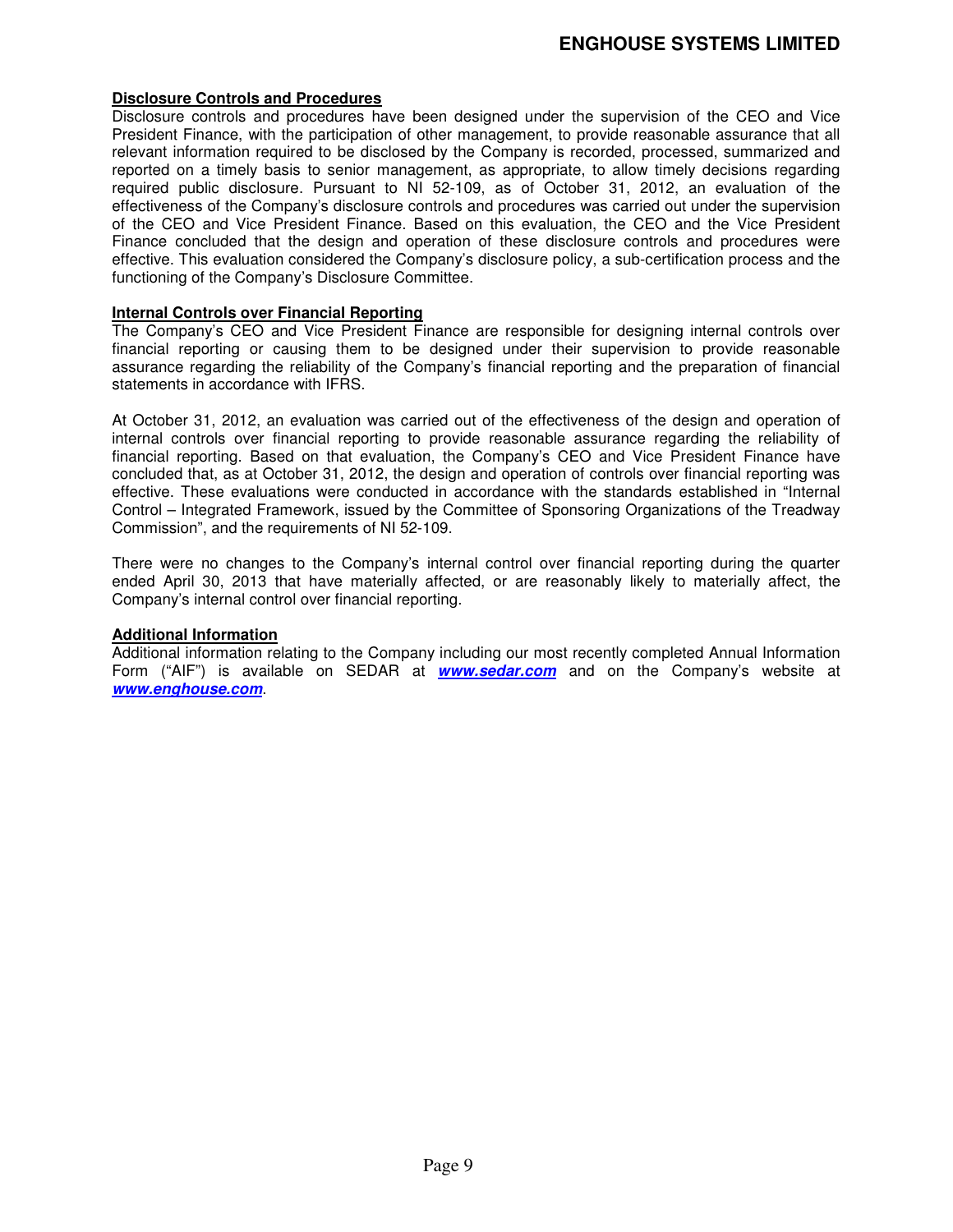**Disclosure Controls and Procedures**

Disclosure controls and procedures have been designed under the supervision of the CEO and Vice President Finance, with the participation of other management, to provide reasonable assurance that all relevant information required to be disclosed by the Company is recorded, processed, summarized and reported on a timely basis to senior management, as appropriate, to allow timely decisions regarding required public disclosure. Pursuant to NI 52-109, as of October 31, 2012, an evaluation of the effectiveness of the Company's disclosure controls and procedures was carried out under the supervision of the CEO and Vice President Finance. Based on this evaluation, the CEO and the Vice President Finance concluded that the design and operation of these disclosure controls and procedures were effective. This evaluation considered the Company's disclosure policy, a sub-certification process and the functioning of the Company's Disclosure Committee.

**Internal Controls over Financial Reporting**

The Company's CEO and Vice President Finance are responsible for designing internal controls over financial reporting or causing them to be designed under their supervision to provide reasonable assurance regarding the reliability of the Company's financial reporting and the preparation of financial statements in accordance with IFRS.

At October 31, 2012, an evaluation was carried out of the effectiveness of the design and operation of internal controls over financial reporting to provide reasonable assurance regarding the reliability of financial reporting. Based on that evaluation, the Company's CEO and Vice President Finance have concluded that, as at October 31, 2012, the design and operation of controls over financial reporting was effective. These evaluations were conducted in accordance with the standards established in "Internal Control – Integrated Framework, issued by the Committee of Sponsoring Organizations of the Treadway Commission", and the requirements of NI 52-109.

There were no changes to the Company's internal control over financial reporting during the quarter ended April 30, 2013 that have materially affected, or are reasonably likely to materially affect, the Company's internal control over financial reporting.

**Additional Information**

Additional information relating to the Company including our most recently completed Annual Information Form ("AIF") is available on SEDAR at ***www.sedar.com*** and on the Company's website at ***www.enghouse.com***.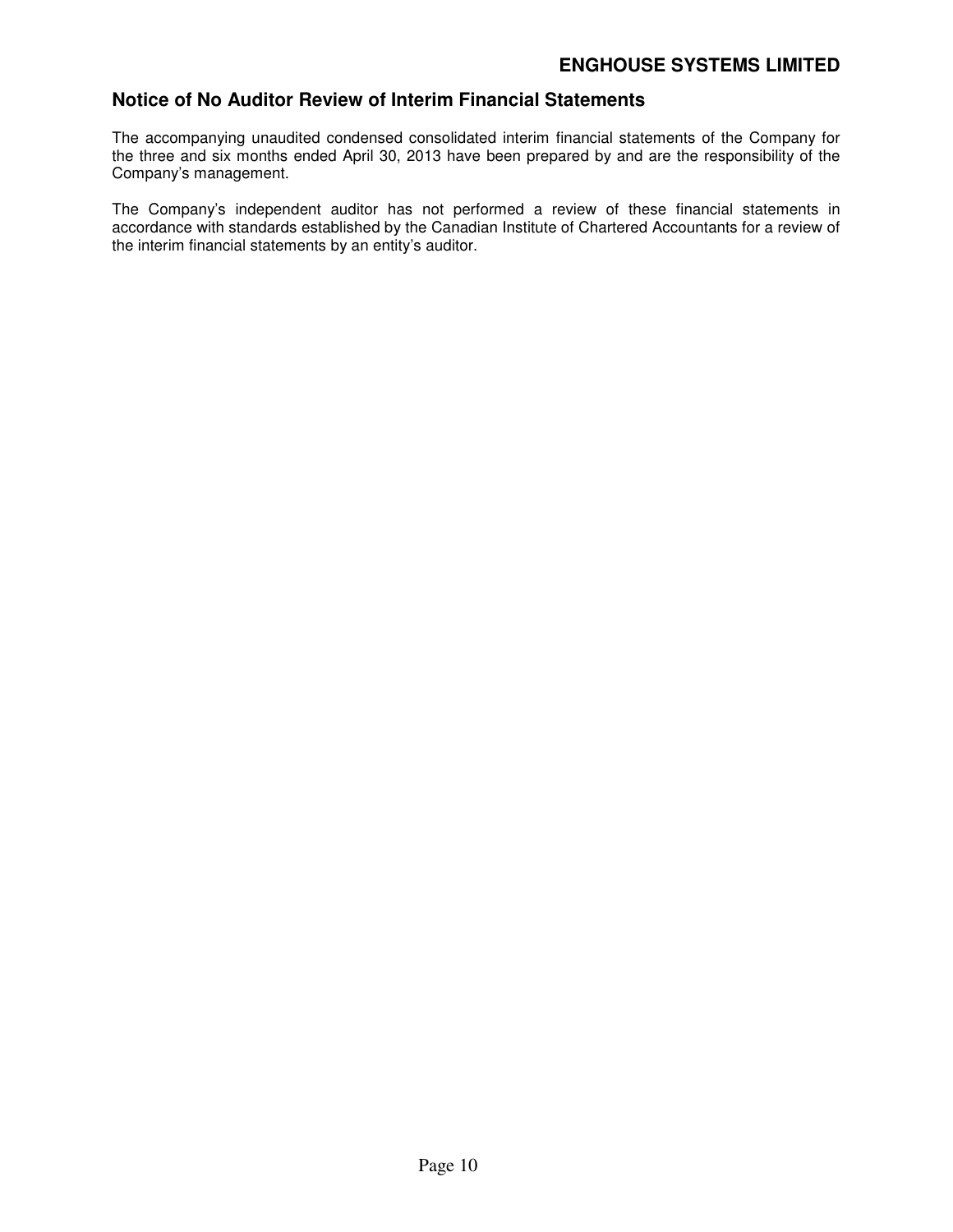## Notice of No Auditor Review of Interim Financial Statements

The accompanying unaudited condensed consolidated interim financial statements of the Company for the three and six months ended April 30, 2013 have been prepared by and are the responsibility of the Company's management.

The Company's independent auditor has not performed a review of these financial statements in accordance with standards established by the Canadian Institute of Chartered Accountants for a review of the interim financial statements by an entity's auditor.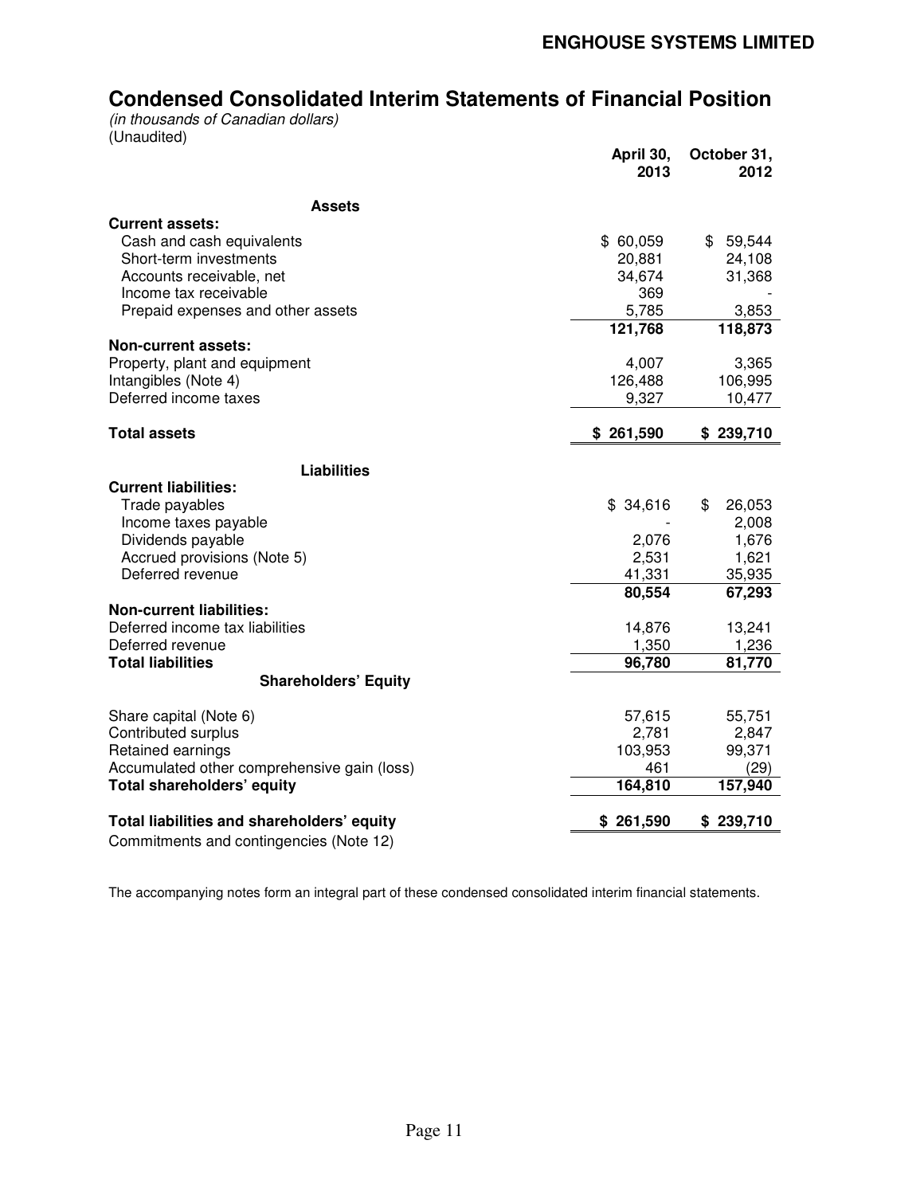**ENGHOUSE SYSTEMS LIMITED**

# Condensed Consolidated Interim Statements of Financial Position

*(in thousands of Canadian dollars)*
(Unaudited)

| | April 30, 2013 | October 31, 2012 |
|---|---|---|
| **Assets** | | |
| **Current assets:** | | |
| Cash and cash equivalents | $ 60,059 | $ 59,544 |
| Short-term investments | 20,881 | 24,108 |
| Accounts receivable, net | 34,674 | 31,368 |
| Income tax receivable | 369 | - |
| Prepaid expenses and other assets | 5,785 | 3,853 |
| | **121,768** | **118,873** |
| **Non-current assets:** | | |
| Property, plant and equipment | 4,007 | 3,365 |
| Intangibles (Note 4) | 126,488 | 106,995 |
| Deferred income taxes | 9,327 | 10,477 |
| **Total assets** | **$ 261,590** | **$ 239,710** |
| **Liabilities** | | |
| **Current liabilities:** | | |
| Trade payables | $ 34,616 | $ 26,053 |
| Income taxes payable | - | 2,008 |
| Dividends payable | 2,076 | 1,676 |
| Accrued provisions (Note 5) | 2,531 | 1,621 |
| Deferred revenue | 41,331 | 35,935 |
| | **80,554** | **67,293** |
| **Non-current liabilities:** | | |
| Deferred income tax liabilities | 14,876 | 13,241 |
| Deferred revenue | 1,350 | 1,236 |
| **Total liabilities** | **96,780** | **81,770** |
| **Shareholders' Equity** | | |
| Share capital (Note 6) | 57,615 | 55,751 |
| Contributed surplus | 2,781 | 2,847 |
| Retained earnings | 103,953 | 99,371 |
| Accumulated other comprehensive gain (loss) | 461 | (29) |
| **Total shareholders' equity** | **164,810** | **157,940** |
| **Total liabilities and shareholders' equity** | **$ 261,590** | **$ 239,710** |
| Commitments and contingencies (Note 12) | | |

The accompanying notes form an integral part of these condensed consolidated interim financial statements.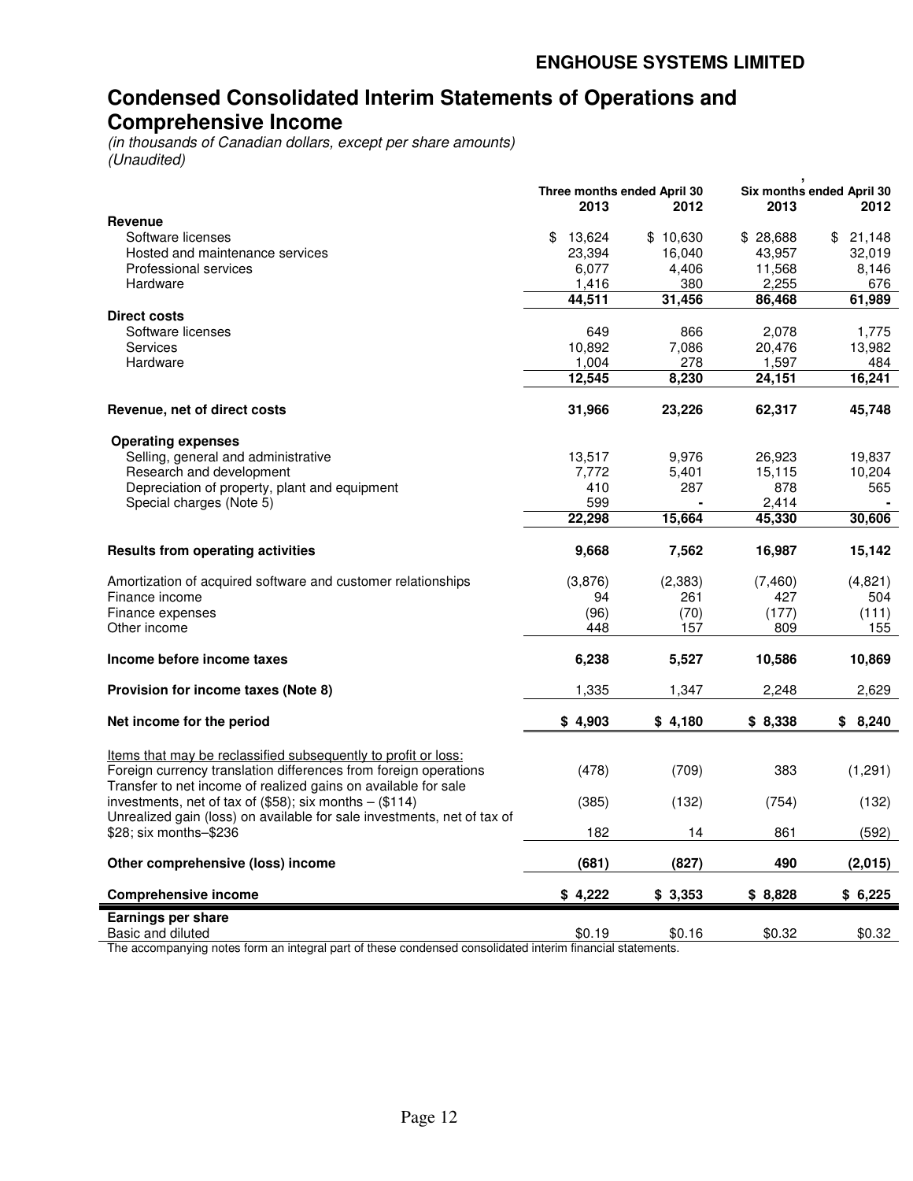## ENGHOUSE SYSTEMS LIMITED

# Condensed Consolidated Interim Statements of Operations and Comprehensive Income

*(in thousands of Canadian dollars, except per share amounts)*
*(Unaudited)*

| | Three months ended April 30 | | Six months ended April 30 | |
|---|---|---|---|---|
| | 2013 | 2012 | 2013 | 2012 |
| **Revenue** | | | | |
| Software licenses | $ 13,624 | $ 10,630 | $ 28,688 | $ 21,148 |
| Hosted and maintenance services | 23,394 | 16,040 | 43,957 | 32,019 |
| Professional services | 6,077 | 4,406 | 11,568 | 8,146 |
| Hardware | 1,416 | 380 | 2,255 | 676 |
| | **44,511** | **31,456** | **86,468** | **61,989** |
| **Direct costs** | | | | |
| Software licenses | 649 | 866 | 2,078 | 1,775 |
| Services | 10,892 | 7,086 | 20,476 | 13,982 |
| Hardware | 1,004 | 278 | 1,597 | 484 |
| | **12,545** | **8,230** | **24,151** | **16,241** |
| **Revenue, net of direct costs** | **31,966** | **23,226** | **62,317** | **45,748** |
| **Operating expenses** | | | | |
| Selling, general and administrative | 13,517 | 9,976 | 26,923 | 19,837 |
| Research and development | 7,772 | 5,401 | 15,115 | 10,204 |
| Depreciation of property, plant and equipment | 410 | 287 | 878 | 565 |
| Special charges (Note 5) | 599 | - | 2,414 | - |
| | **22,298** | **15,664** | **45,330** | **30,606** |
| **Results from operating activities** | **9,668** | **7,562** | **16,987** | **15,142** |
| Amortization of acquired software and customer relationships | (3,876) | (2,383) | (7,460) | (4,821) |
| Finance income | 94 | 261 | 427 | 504 |
| Finance expenses | (96) | (70) | (177) | (111) |
| Other income | 448 | 157 | 809 | 155 |
| **Income before income taxes** | **6,238** | **5,527** | **10,586** | **10,869** |
| **Provision for income taxes (Note 8)** | 1,335 | 1,347 | 2,248 | 2,629 |
| **Net income for the period** | **$ 4,903** | **$ 4,180** | **$ 8,338** | **$ 8,240** |
| Items that may be reclassified subsequently to profit or loss: | | | | |
| Foreign currency translation differences from foreign operations | (478) | (709) | 383 | (1,291) |
| Transfer to net income of realized gains on available for sale investments, net of tax of ($58); six months – ($114) | (385) | (132) | (754) | (132) |
| Unrealized gain (loss) on available for sale investments, net of tax of $28; six months–$236 | 182 | 14 | 861 | (592) |
| **Other comprehensive (loss) income** | **(681)** | **(827)** | **490** | **(2,015)** |
| **Comprehensive income** | **$ 4,222** | **$ 3,353** | **$ 8,828** | **$ 6,225** |
| **Earnings per share** | | | | |
| Basic and diluted | $0.19 | $0.16 | $0.32 | $0.32 |

The accompanying notes form an integral part of these condensed consolidated interim financial statements.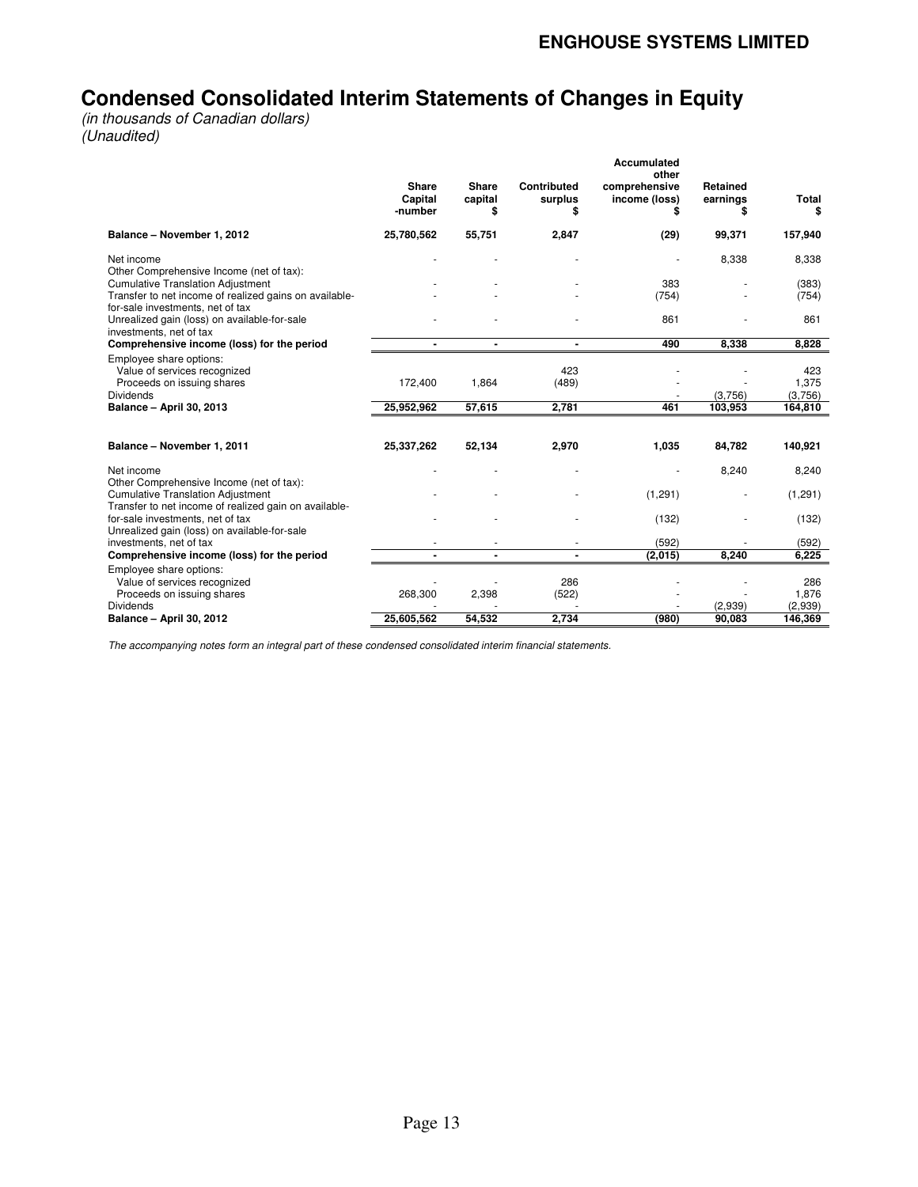# Condensed Consolidated Interim Statements of Changes in Equity

*(in thousands of Canadian dollars)*
*(Unaudited)*

| | Share Capital -number | Share capital $ | Contributed surplus $ | Accumulated other comprehensive income (loss) $ | Retained earnings $ | Total $ |
|---|---|---|---|---|---|---|
| **Balance – November 1, 2012** | **25,780,562** | **55,751** | **2,847** | **(29)** | **99,371** | **157,940** |
| Net income | - | - | - | - | 8,338 | 8,338 |
| Other Comprehensive Income (net of tax): | | | | | | |
| Cumulative Translation Adjustment | - | - | - | 383 | - | (383) |
| Transfer to net income of realized gains on available-for-sale investments, net of tax | - | - | - | (754) | - | (754) |
| Unrealized gain (loss) on available-for-sale investments, net of tax | - | - | - | 861 | - | 861 |
| **Comprehensive income (loss) for the period** | **-** | **-** | **-** | **490** | **8,338** | **8,828** |
| Employee share options: | | | | | | |
| Value of services recognized | | | 423 | - | - | 423 |
| Proceeds on issuing shares | 172,400 | 1,864 | (489) | - | - | 1,375 |
| Dividends | | | | - | (3,756) | (3,756) |
| **Balance – April 30, 2013** | **25,952,962** | **57,615** | **2,781** | **461** | **103,953** | **164,810** |
| | | | | | | |
| **Balance – November 1, 2011** | **25,337,262** | **52,134** | **2,970** | **1,035** | **84,782** | **140,921** |
| Net income | - | - | - | - | 8,240 | 8,240 |
| Other Comprehensive Income (net of tax): | | | | | | |
| Cumulative Translation Adjustment | - | - | - | (1,291) | - | (1,291) |
| Transfer to net income of realized gain on available-for-sale investments, net of tax | - | - | - | (132) | - | (132) |
| Unrealized gain (loss) on available-for-sale investments, net of tax | - | - | - | (592) | - | (592) |
| **Comprehensive income (loss) for the period** | **-** | **-** | **-** | **(2,015)** | **8,240** | **6,225** |
| Employee share options: | | | | | | |
| Value of services recognized | - | - | 286 | - | - | 286 |
| Proceeds on issuing shares | 268,300 | 2,398 | (522) | - | - | 1,876 |
| Dividends | - | - | - | - | (2,939) | (2,939) |
| **Balance – April 30, 2012** | **25,605,562** | **54,532** | **2,734** | **(980)** | **90,083** | **146,369** |

*The accompanying notes form an integral part of these condensed consolidated interim financial statements.*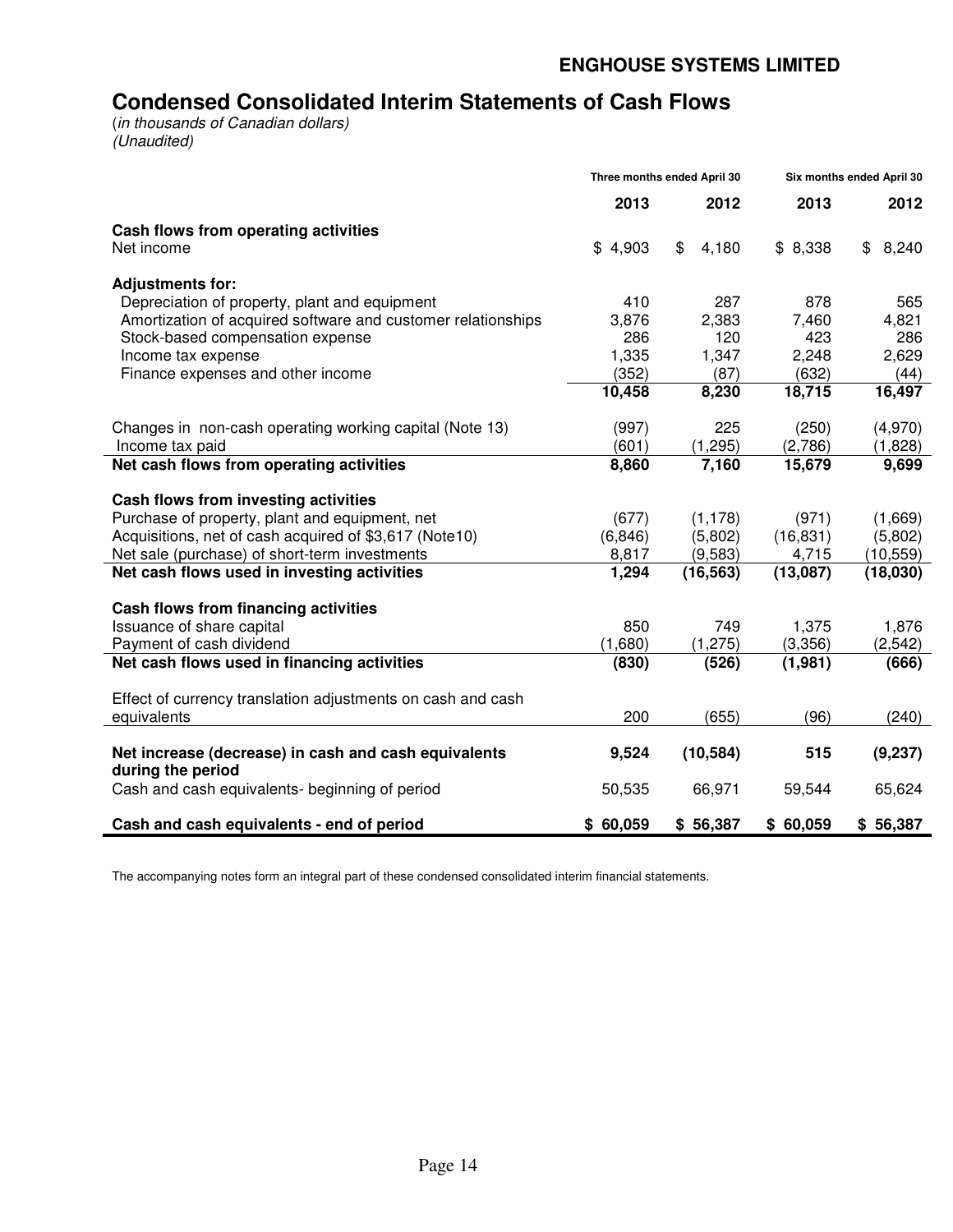**ENGHOUSE SYSTEMS LIMITED**

# Condensed Consolidated Interim Statements of Cash Flows

(*in thousands of Canadian dollars*)
*(Unaudited)*

| | Three months ended April 30 | | Six months ended April 30 | |
|---|---|---|---|---|
| | **2013** | **2012** | **2013** | **2012** |
| **Cash flows from operating activities** | | | | |
| Net income | $ 4,903 | $ 4,180 | $ 8,338 | $ 8,240 |
| **Adjustments for:** | | | | |
| Depreciation of property, plant and equipment | 410 | 287 | 878 | 565 |
| Amortization of acquired software and customer relationships | 3,876 | 2,383 | 7,460 | 4,821 |
| Stock-based compensation expense | 286 | 120 | 423 | 286 |
| Income tax expense | 1,335 | 1,347 | 2,248 | 2,629 |
| Finance expenses and other income | (352) | (87) | (632) | (44) |
| | **10,458** | **8,230** | **18,715** | **16,497** |
| Changes in non-cash operating working capital (Note 13) | (997) | 225 | (250) | (4,970) |
| Income tax paid | (601) | (1,295) | (2,786) | (1,828) |
| **Net cash flows from operating activities** | **8,860** | **7,160** | **15,679** | **9,699** |
| **Cash flows from investing activities** | | | | |
| Purchase of property, plant and equipment, net | (677) | (1,178) | (971) | (1,669) |
| Acquisitions, net of cash acquired of $3,617 (Note10) | (6,846) | (5,802) | (16,831) | (5,802) |
| Net sale (purchase) of short-term investments | 8,817 | (9,583) | 4,715 | (10,559) |
| **Net cash flows used in investing activities** | **1,294** | **(16,563)** | **(13,087)** | **(18,030)** |
| **Cash flows from financing activities** | | | | |
| Issuance of share capital | 850 | 749 | 1,375 | 1,876 |
| Payment of cash dividend | (1,680) | (1,275) | (3,356) | (2,542) |
| **Net cash flows used in financing activities** | **(830)** | **(526)** | **(1,981)** | **(666)** |
| Effect of currency translation adjustments on cash and cash equivalents | 200 | (655) | (96) | (240) |
| **Net increase (decrease) in cash and cash equivalents during the period** | **9,524** | **(10,584)** | **515** | **(9,237)** |
| Cash and cash equivalents- beginning of period | 50,535 | 66,971 | 59,544 | 65,624 |
| **Cash and cash equivalents - end of period** | **$ 60,059** | **$ 56,387** | **$ 60,059** | **$ 56,387** |

The accompanying notes form an integral part of these condensed consolidated interim financial statements.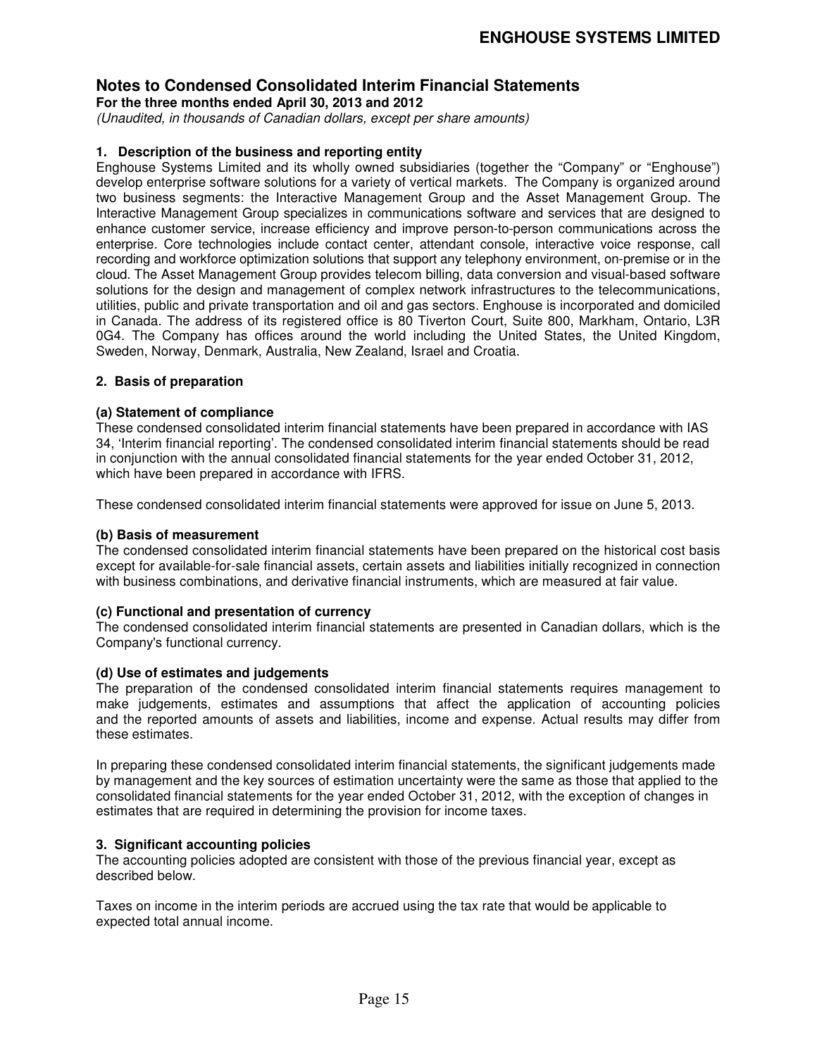# Notes to Condensed Consolidated Interim Financial Statements

**For the three months ended April 30, 2013 and 2012**

*(Unaudited, in thousands of Canadian dollars, except per share amounts)*

### 1. Description of the business and reporting entity

Enghouse Systems Limited and its wholly owned subsidiaries (together the "Company" or "Enghouse") develop enterprise software solutions for a variety of vertical markets. The Company is organized around two business segments: the Interactive Management Group and the Asset Management Group. The Interactive Management Group specializes in communications software and services that are designed to enhance customer service, increase efficiency and improve person-to-person communications across the enterprise. Core technologies include contact center, attendant console, interactive voice response, call recording and workforce optimization solutions that support any telephony environment, on-premise or in the cloud. The Asset Management Group provides telecom billing, data conversion and visual-based software solutions for the design and management of complex network infrastructures to the telecommunications, utilities, public and private transportation and oil and gas sectors. Enghouse is incorporated and domiciled in Canada. The address of its registered office is 80 Tiverton Court, Suite 800, Markham, Ontario, L3R 0G4. The Company has offices around the world including the United States, the United Kingdom, Sweden, Norway, Denmark, Australia, New Zealand, Israel and Croatia.

### 2. Basis of preparation

#### (a) Statement of compliance

These condensed consolidated interim financial statements have been prepared in accordance with IAS 34, 'Interim financial reporting'. The condensed consolidated interim financial statements should be read in conjunction with the annual consolidated financial statements for the year ended October 31, 2012, which have been prepared in accordance with IFRS.

These condensed consolidated interim financial statements were approved for issue on June 5, 2013.

#### (b) Basis of measurement

The condensed consolidated interim financial statements have been prepared on the historical cost basis except for available-for-sale financial assets, certain assets and liabilities initially recognized in connection with business combinations, and derivative financial instruments, which are measured at fair value.

#### (c) Functional and presentation of currency

The condensed consolidated interim financial statements are presented in Canadian dollars, which is the Company's functional currency.

#### (d) Use of estimates and judgements

The preparation of the condensed consolidated interim financial statements requires management to make judgements, estimates and assumptions that affect the application of accounting policies and the reported amounts of assets and liabilities, income and expense. Actual results may differ from these estimates.

In preparing these condensed consolidated interim financial statements, the significant judgements made by management and the key sources of estimation uncertainty were the same as those that applied to the consolidated financial statements for the year ended October 31, 2012, with the exception of changes in estimates that are required in determining the provision for income taxes.

### 3. Significant accounting policies

The accounting policies adopted are consistent with those of the previous financial year, except as described below.

Taxes on income in the interim periods are accrued using the tax rate that would be applicable to expected total annual income.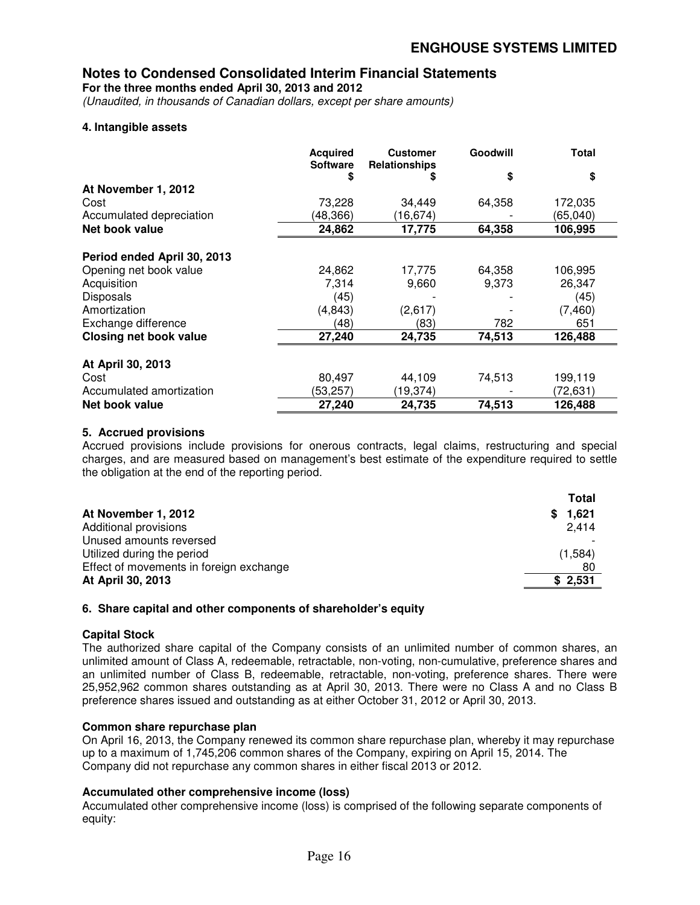## Notes to Condensed Consolidated Interim Financial Statements

**For the three months ended April 30, 2013 and 2012**

*(Unaudited, in thousands of Canadian dollars, except per share amounts)*

### 4. Intangible assets

| | Acquired Software $ | Customer Relationships $ | Goodwill $ | Total $ |
|---|---|---|---|---|
| **At November 1, 2012** | | | | |
| Cost | 73,228 | 34,449 | 64,358 | 172,035 |
| Accumulated depreciation | (48,366) | (16,674) | - | (65,040) |
| **Net book value** | **24,862** | **17,775** | **64,358** | **106,995** |
| **Period ended April 30, 2013** | | | | |
| Opening net book value | 24,862 | 17,775 | 64,358 | 106,995 |
| Acquisition | 7,314 | 9,660 | 9,373 | 26,347 |
| Disposals | (45) | - | - | (45) |
| Amortization | (4,843) | (2,617) | - | (7,460) |
| Exchange difference | (48) | (83) | 782 | 651 |
| **Closing net book value** | **27,240** | **24,735** | **74,513** | **126,488** |
| **At April 30, 2013** | | | | |
| Cost | 80,497 | 44,109 | 74,513 | 199,119 |
| Accumulated amortization | (53,257) | (19,374) | - | (72,631) |
| **Net book value** | **27,240** | **24,735** | **74,513** | **126,488** |

### 5. Accrued provisions

Accrued provisions include provisions for onerous contracts, legal claims, restructuring and special charges, and are measured based on management's best estimate of the expenditure required to settle the obligation at the end of the reporting period.

| | Total |
|---|---|
| **At November 1, 2012** | **$ 1,621** |
| Additional provisions | 2,414 |
| Unused amounts reversed | - |
| Utilized during the period | (1,584) |
| Effect of movements in foreign exchange | 80 |
| **At April 30, 2013** | **$ 2,531** |

### 6. Share capital and other components of shareholder's equity

**Capital Stock**

The authorized share capital of the Company consists of an unlimited number of common shares, an unlimited amount of Class A, redeemable, retractable, non-voting, non-cumulative, preference shares and an unlimited number of Class B, redeemable, retractable, non-voting, preference shares. There were 25,952,962 common shares outstanding as at April 30, 2013. There were no Class A and no Class B preference shares issued and outstanding as at either October 31, 2012 or April 30, 2013.

**Common share repurchase plan**

On April 16, 2013, the Company renewed its common share repurchase plan, whereby it may repurchase up to a maximum of 1,745,206 common shares of the Company, expiring on April 15, 2014. The Company did not repurchase any common shares in either fiscal 2013 or 2012.

**Accumulated other comprehensive income (loss)**

Accumulated other comprehensive income (loss) is comprised of the following separate components of equity: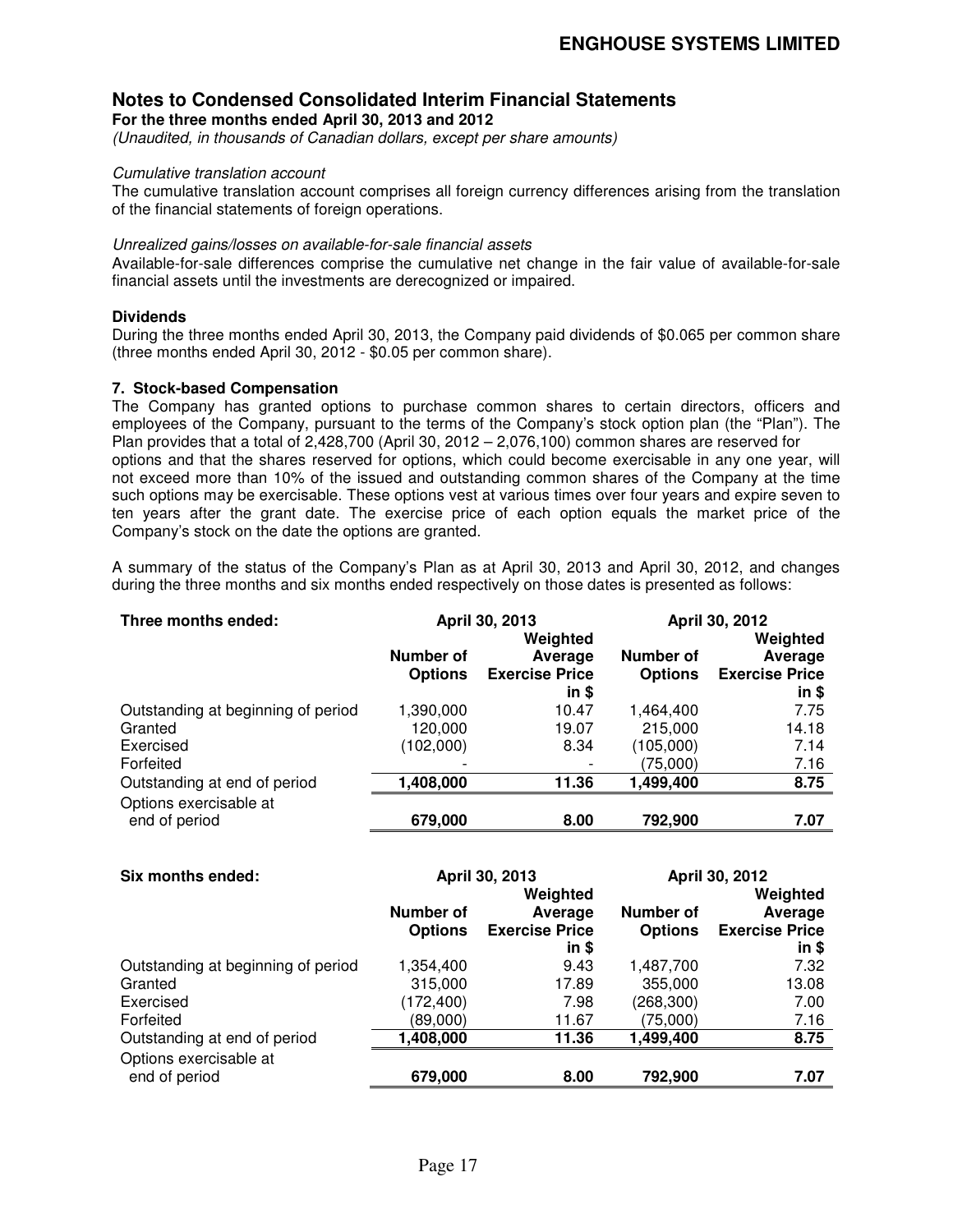## Notes to Condensed Consolidated Interim Financial Statements

**For the three months ended April 30, 2013 and 2012**

*(Unaudited, in thousands of Canadian dollars, except per share amounts)*

*Cumulative translation account*

The cumulative translation account comprises all foreign currency differences arising from the translation of the financial statements of foreign operations.

*Unrealized gains/losses on available-for-sale financial assets*

Available-for-sale differences comprise the cumulative net change in the fair value of available-for-sale financial assets until the investments are derecognized or impaired.

**Dividends**

During the three months ended April 30, 2013, the Company paid dividends of $0.065 per common share (three months ended April 30, 2012 - $0.05 per common share).

**7. Stock-based Compensation**

The Company has granted options to purchase common shares to certain directors, officers and employees of the Company, pursuant to the terms of the Company's stock option plan (the "Plan"). The Plan provides that a total of 2,428,700 (April 30, 2012 – 2,076,100) common shares are reserved for options and that the shares reserved for options, which could become exercisable in any one year, will not exceed more than 10% of the issued and outstanding common shares of the Company at the time such options may be exercisable. These options vest at various times over four years and expire seven to ten years after the grant date. The exercise price of each option equals the market price of the Company's stock on the date the options are granted.

A summary of the status of the Company's Plan as at April 30, 2013 and April 30, 2012, and changes during the three months and six months ended respectively on those dates is presented as follows:

| **Three months ended:** | **April 30, 2013** | | **April 30, 2012** | |
|---|---|---|---|---|
| | **Number of Options** | **Weighted Average Exercise Price in $** | **Number of Options** | **Weighted Average Exercise Price in $** |
| Outstanding at beginning of period | 1,390,000 | 10.47 | 1,464,400 | 7.75 |
| Granted | 120,000 | 19.07 | 215,000 | 14.18 |
| Exercised | (102,000) | 8.34 | (105,000) | 7.14 |
| Forfeited | - | - | (75,000) | 7.16 |
| Outstanding at end of period | **1,408,000** | **11.36** | **1,499,400** | **8.75** |
| Options exercisable at end of period | **679,000** | **8.00** | **792,900** | **7.07** |

| **Six months ended:** | **April 30, 2013** | | **April 30, 2012** | |
|---|---|---|---|---|
| | **Number of Options** | **Weighted Average Exercise Price in $** | **Number of Options** | **Weighted Average Exercise Price in $** |
| Outstanding at beginning of period | 1,354,400 | 9.43 | 1,487,700 | 7.32 |
| Granted | 315,000 | 17.89 | 355,000 | 13.08 |
| Exercised | (172,400) | 7.98 | (268,300) | 7.00 |
| Forfeited | (89,000) | 11.67 | (75,000) | 7.16 |
| Outstanding at end of period | **1,408,000** | **11.36** | **1,499,400** | **8.75** |
| Options exercisable at end of period | **679,000** | **8.00** | **792,900** | **7.07** |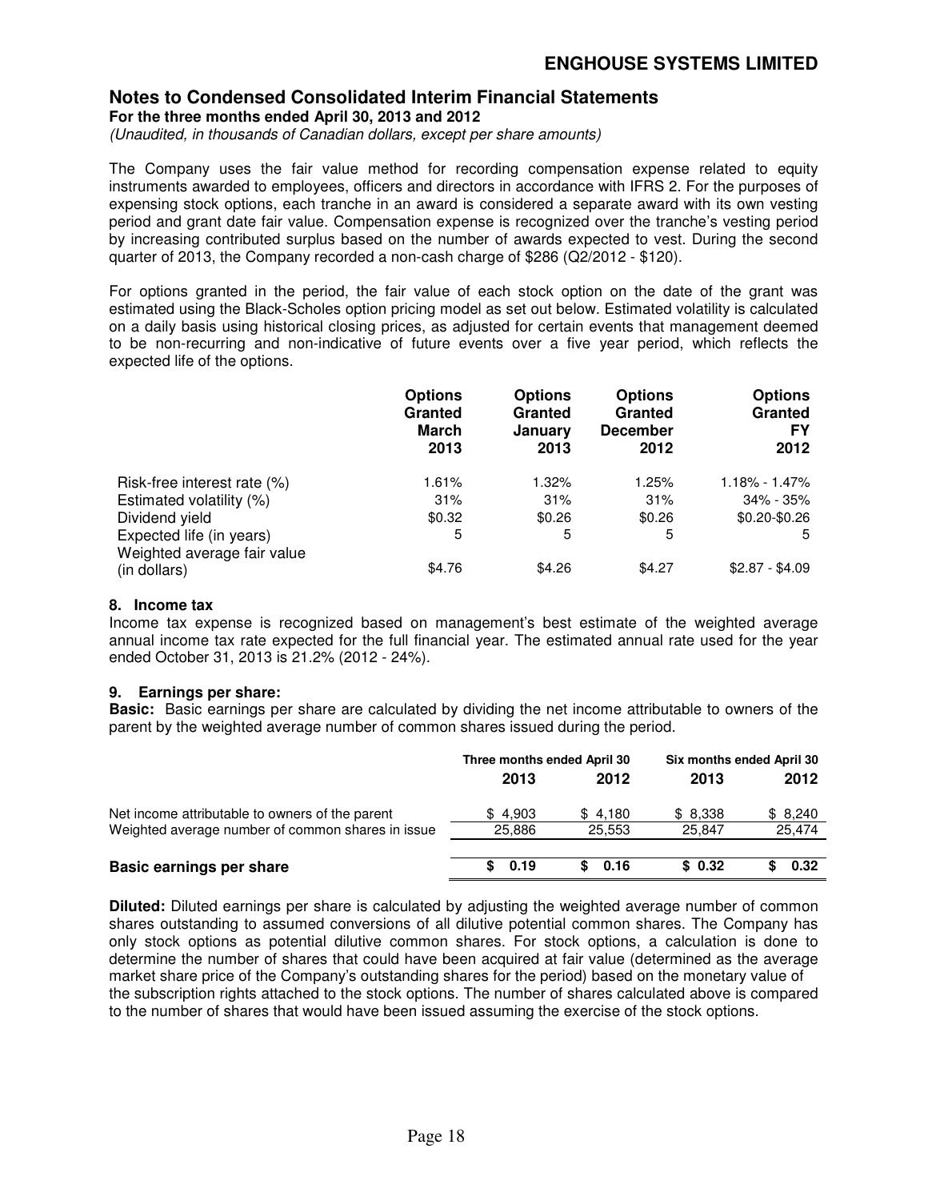**Notes to Condensed Consolidated Interim Financial Statements**
**For the three months ended April 30, 2013 and 2012**
*(Unaudited, in thousands of Canadian dollars, except per share amounts)*

The Company uses the fair value method for recording compensation expense related to equity instruments awarded to employees, officers and directors in accordance with IFRS 2. For the purposes of expensing stock options, each tranche in an award is considered a separate award with its own vesting period and grant date fair value. Compensation expense is recognized over the tranche's vesting period by increasing contributed surplus based on the number of awards expected to vest. During the second quarter of 2013, the Company recorded a non-cash charge of $286 (Q2/2012 - $120).

For options granted in the period, the fair value of each stock option on the date of the grant was estimated using the Black-Scholes option pricing model as set out below. Estimated volatility is calculated on a daily basis using historical closing prices, as adjusted for certain events that management deemed to be non-recurring and non-indicative of future events over a five year period, which reflects the expected life of the options.

| | Options Granted March 2013 | Options Granted January 2013 | Options Granted December 2012 | Options Granted FY 2012 |
|---|---|---|---|---|
| Risk-free interest rate (%) | 1.61% | 1.32% | 1.25% | 1.18% - 1.47% |
| Estimated volatility (%) | 31% | 31% | 31% | 34% - 35% |
| Dividend yield | $0.32 | $0.26 | $0.26 | $0.20-$0.26 |
| Expected life (in years) | 5 | 5 | 5 | 5 |
| Weighted average fair value (in dollars) | $4.76 | $4.26 | $4.27 | $2.87 - $4.09 |

**8. Income tax**

Income tax expense is recognized based on management's best estimate of the weighted average annual income tax rate expected for the full financial year. The estimated annual rate used for the year ended October 31, 2013 is 21.2% (2012 - 24%).

**9. Earnings per share:**

**Basic:** Basic earnings per share are calculated by dividing the net income attributable to owners of the parent by the weighted average number of common shares issued during the period.

| | Three months ended April 30 | | Six months ended April 30 | |
|---|---|---|---|---|
| | 2013 | 2012 | 2013 | 2012 |
| Net income attributable to owners of the parent | $ 4,903 | $ 4,180 | $ 8,338 | $ 8,240 |
| Weighted average number of common shares in issue | 25,886 | 25,553 | 25,847 | 25,474 |
| **Basic earnings per share** | **$ 0.19** | **$ 0.16** | **$ 0.32** | **$ 0.32** |

**Diluted:** Diluted earnings per share is calculated by adjusting the weighted average number of common shares outstanding to assumed conversions of all dilutive potential common shares. The Company has only stock options as potential dilutive common shares. For stock options, a calculation is done to determine the number of shares that could have been acquired at fair value (determined as the average market share price of the Company's outstanding shares for the period) based on the monetary value of the subscription rights attached to the stock options. The number of shares calculated above is compared to the number of shares that would have been issued assuming the exercise of the stock options.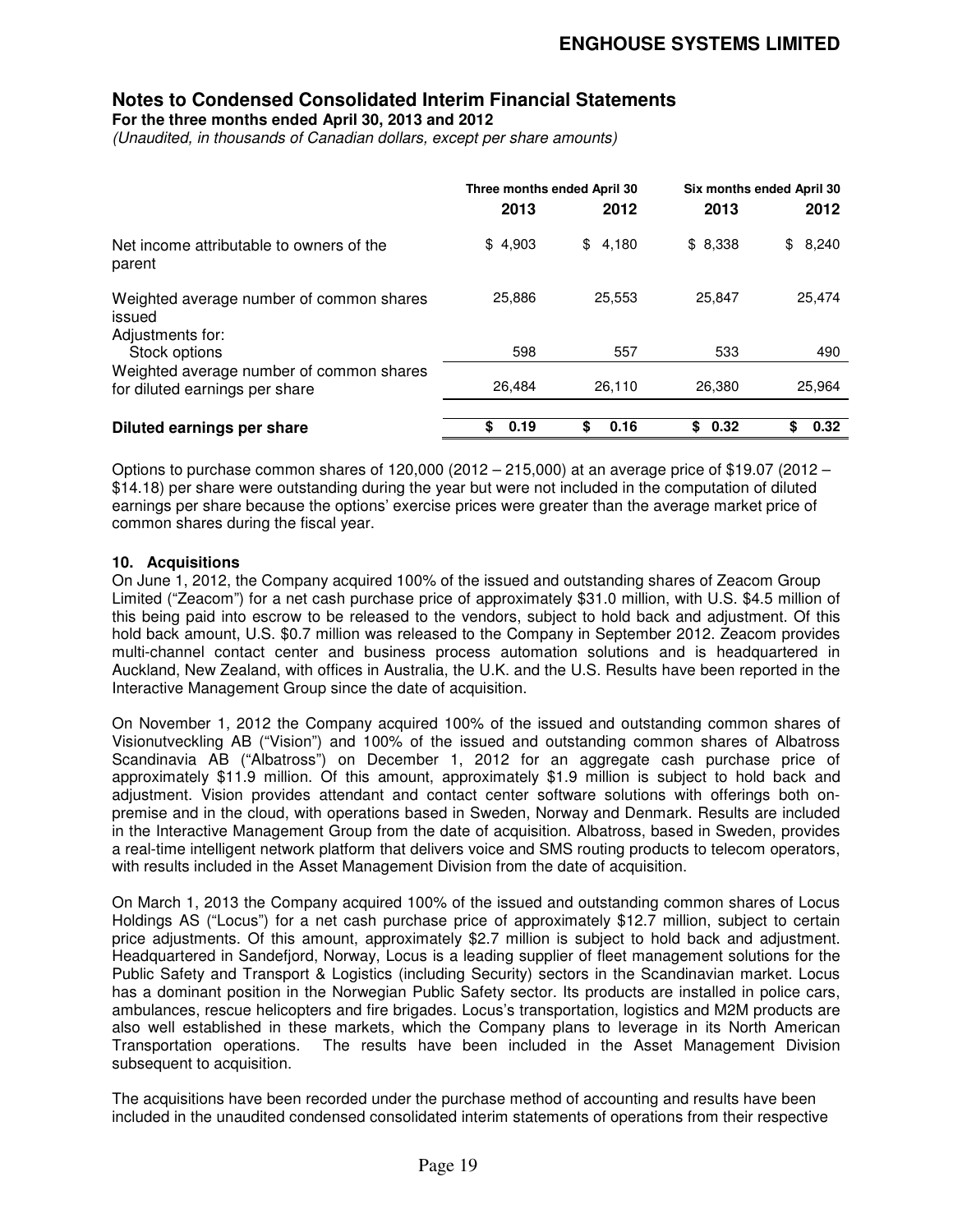**Notes to Condensed Consolidated Interim Financial Statements**

**For the three months ended April 30, 2013 and 2012**

*(Unaudited, in thousands of Canadian dollars, except per share amounts)*

| | Three months ended April 30 | | Six months ended April 30 | |
|---|---|---|---|---|
| | **2013** | **2012** | **2013** | **2012** |
| Net income attributable to owners of the parent | $ 4,903 | $ 4,180 | $ 8,338 | $ 8,240 |
| Weighted average number of common shares issued | 25,886 | 25,553 | 25,847 | 25,474 |
| Adjustments for: | | | | |
| Stock options | 598 | 557 | 533 | 490 |
| Weighted average number of common shares for diluted earnings per share | 26,484 | 26,110 | 26,380 | 25,964 |
| **Diluted earnings per share** | **$ 0.19** | **$ 0.16** | **$ 0.32** | **$ 0.32** |

Options to purchase common shares of 120,000 (2012 – 215,000) at an average price of $19.07 (2012 – $14.18) per share were outstanding during the year but were not included in the computation of diluted earnings per share because the options' exercise prices were greater than the average market price of common shares during the fiscal year.

**10. Acquisitions**

On June 1, 2012, the Company acquired 100% of the issued and outstanding shares of Zeacom Group Limited ("Zeacom") for a net cash purchase price of approximately $31.0 million, with U.S. $4.5 million of this being paid into escrow to be released to the vendors, subject to hold back and adjustment. Of this hold back amount, U.S. $0.7 million was released to the Company in September 2012. Zeacom provides multi-channel contact center and business process automation solutions and is headquartered in Auckland, New Zealand, with offices in Australia, the U.K. and the U.S. Results have been reported in the Interactive Management Group since the date of acquisition.

On November 1, 2012 the Company acquired 100% of the issued and outstanding common shares of Visionutveckling AB ("Vision") and 100% of the issued and outstanding common shares of Albatross Scandinavia AB ("Albatross") on December 1, 2012 for an aggregate cash purchase price of approximately $11.9 million. Of this amount, approximately $1.9 million is subject to hold back and adjustment. Vision provides attendant and contact center software solutions with offerings both on-premise and in the cloud, with operations based in Sweden, Norway and Denmark. Results are included in the Interactive Management Group from the date of acquisition. Albatross, based in Sweden, provides a real-time intelligent network platform that delivers voice and SMS routing products to telecom operators, with results included in the Asset Management Division from the date of acquisition.

On March 1, 2013 the Company acquired 100% of the issued and outstanding common shares of Locus Holdings AS ("Locus") for a net cash purchase price of approximately $12.7 million, subject to certain price adjustments. Of this amount, approximately $2.7 million is subject to hold back and adjustment. Headquartered in Sandefjord, Norway, Locus is a leading supplier of fleet management solutions for the Public Safety and Transport & Logistics (including Security) sectors in the Scandinavian market. Locus has a dominant position in the Norwegian Public Safety sector. Its products are installed in police cars, ambulances, rescue helicopters and fire brigades. Locus's transportation, logistics and M2M products are also well established in these markets, which the Company plans to leverage in its North American Transportation operations. The results have been included in the Asset Management Division subsequent to acquisition.

The acquisitions have been recorded under the purchase method of accounting and results have been included in the unaudited condensed consolidated interim statements of operations from their respective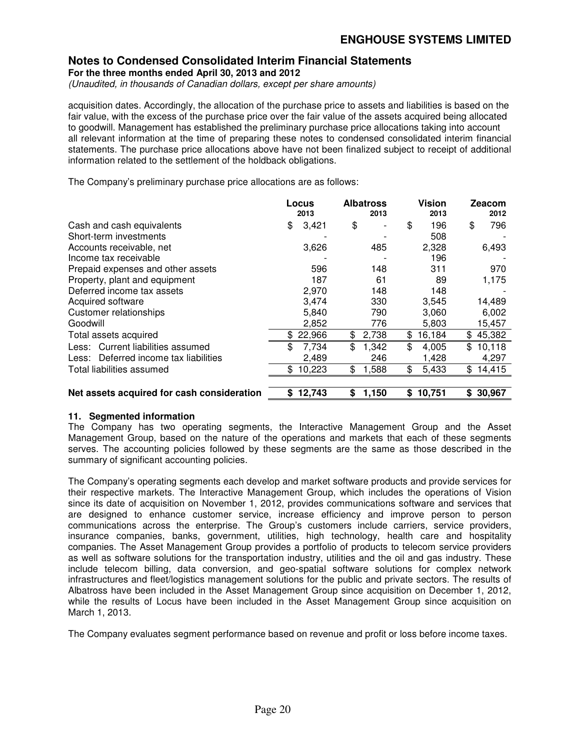acquisition dates. Accordingly, the allocation of the purchase price to assets and liabilities is based on the fair value, with the excess of the purchase price over the fair value of the assets acquired being allocated to goodwill. Management has established the preliminary purchase price allocations taking into account all relevant information at the time of preparing these notes to condensed consolidated interim financial statements. The purchase price allocations above have not been finalized subject to receipt of additional information related to the settlement of the holdback obligations.

The Company's preliminary purchase price allocations are as follows:

| | Locus 2013 | Albatross 2013 | Vision 2013 | Zeacom 2012 |
|---|---|---|---|---|
| Cash and cash equivalents | $ 3,421 | $ - | $ 196 | $ 796 |
| Short-term investments | - | - | 508 | - |
| Accounts receivable, net | 3,626 | 485 | 2,328 | 6,493 |
| Income tax receivable | - | - | 196 | - |
| Prepaid expenses and other assets | 596 | 148 | 311 | 970 |
| Property, plant and equipment | 187 | 61 | 89 | 1,175 |
| Deferred income tax assets | 2,970 | 148 | 148 | - |
| Acquired software | 3,474 | 330 | 3,545 | 14,489 |
| Customer relationships | 5,840 | 790 | 3,060 | 6,002 |
| Goodwill | 2,852 | 776 | 5,803 | 15,457 |
| Total assets acquired | $ 22,966 | $ 2,738 | $ 16,184 | $ 45,382 |
| Less: Current liabilities assumed | $ 7,734 | $ 1,342 | $ 4,005 | $ 10,118 |
| Less: Deferred income tax liabilities | 2,489 | 246 | 1,428 | 4,297 |
| Total liabilities assumed | $ 10,223 | $ 1,588 | $ 5,433 | $ 14,415 |
| **Net assets acquired for cash consideration** | **$ 12,743** | **$ 1,150** | **$ 10,751** | **$ 30,967** |

### 11. Segmented information

The Company has two operating segments, the Interactive Management Group and the Asset Management Group, based on the nature of the operations and markets that each of these segments serves. The accounting policies followed by these segments are the same as those described in the summary of significant accounting policies.

The Company's operating segments each develop and market software products and provide services for their respective markets. The Interactive Management Group, which includes the operations of Vision since its date of acquisition on November 1, 2012, provides communications software and services that are designed to enhance customer service, increase efficiency and improve person to person communications across the enterprise. The Group's customers include carriers, service providers, insurance companies, banks, government, utilities, high technology, health care and hospitality companies. The Asset Management Group provides a portfolio of products to telecom service providers as well as software solutions for the transportation industry, utilities and the oil and gas industry. These include telecom billing, data conversion, and geo-spatial software solutions for complex network infrastructures and fleet/logistics management solutions for the public and private sectors. The results of Albatross have been included in the Asset Management Group since acquisition on December 1, 2012, while the results of Locus have been included in the Asset Management Group since acquisition on March 1, 2013.

The Company evaluates segment performance based on revenue and profit or loss before income taxes.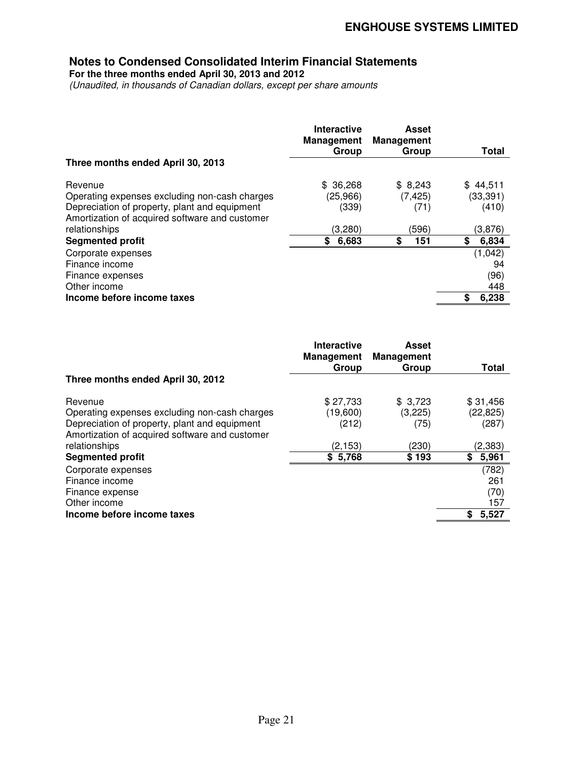## Notes to Condensed Consolidated Interim Financial Statements

**For the three months ended April 30, 2013 and 2012**

*(Unaudited, in thousands of Canadian dollars, except per share amounts)*

| | Interactive Management Group | Asset Management Group | Total |
|---|---|---|---|
| **Three months ended April 30, 2013** | | | |
| Revenue | $ 36,268 | $ 8,243 | $ 44,511 |
| Operating expenses excluding non-cash charges | (25,966) | (7,425) | (33,391) |
| Depreciation of property, plant and equipment | (339) | (71) | (410) |
| Amortization of acquired software and customer relationships | (3,280) | (596) | (3,876) |
| **Segmented profit** | **$ 6,683** | **$ 151** | **$ 6,834** |
| Corporate expenses | | | (1,042) |
| Finance income | | | 94 |
| Finance expenses | | | (96) |
| Other income | | | 448 |
| **Income before income taxes** | | | **$ 6,238** |

| | Interactive Management Group | Asset Management Group | Total |
|---|---|---|---|
| **Three months ended April 30, 2012** | | | |
| Revenue | $ 27,733 | $ 3,723 | $ 31,456 |
| Operating expenses excluding non-cash charges | (19,600) | (3,225) | (22,825) |
| Depreciation of property, plant and equipment | (212) | (75) | (287) |
| Amortization of acquired software and customer relationships | (2,153) | (230) | (2,383) |
| **Segmented profit** | **$ 5,768** | **$ 193** | **$ 5,961** |
| Corporate expenses | | | (782) |
| Finance income | | | 261 |
| Finance expense | | | (70) |
| Other income | | | 157 |
| **Income before income taxes** | | | **$ 5,527** |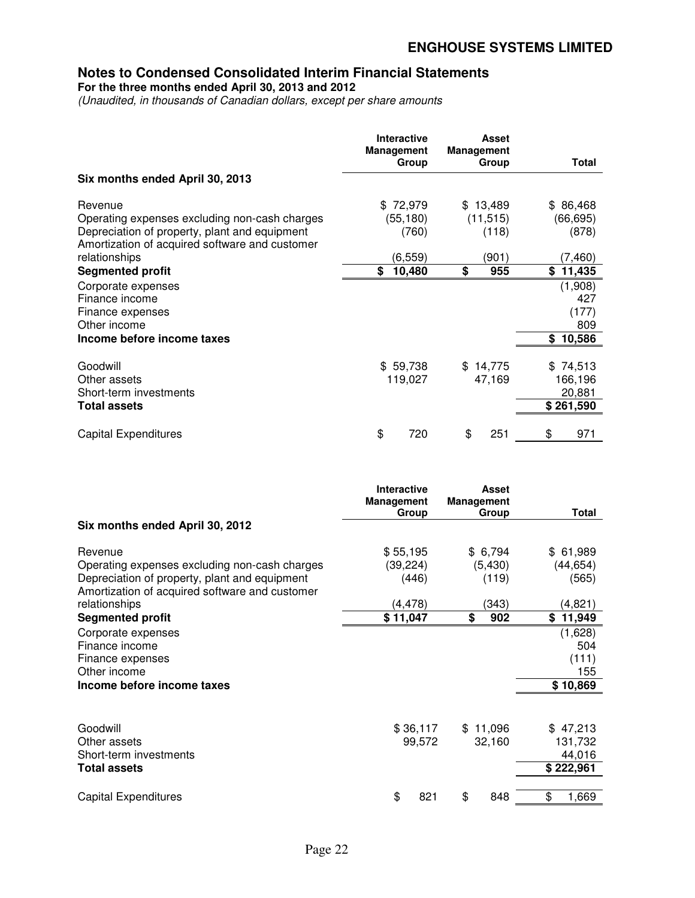## Notes to Condensed Consolidated Interim Financial Statements

**For the three months ended April 30, 2013 and 2012**

*(Unaudited, in thousands of Canadian dollars, except per share amounts)*

| | Interactive Management Group | Asset Management Group | Total |
|---|---|---|---|
| **Six months ended April 30, 2013** | | | |
| Revenue | $ 72,979 | $ 13,489 | $ 86,468 |
| Operating expenses excluding non-cash charges | (55,180) | (11,515) | (66,695) |
| Depreciation of property, plant and equipment | (760) | (118) | (878) |
| Amortization of acquired software and customer relationships | (6,559) | (901) | (7,460) |
| **Segmented profit** | **$ 10,480** | **$ 955** | **$ 11,435** |
| Corporate expenses | | | (1,908) |
| Finance income | | | 427 |
| Finance expenses | | | (177) |
| Other income | | | 809 |
| **Income before income taxes** | | | **$ 10,586** |
| | | | |
| Goodwill | $ 59,738 | $ 14,775 | $ 74,513 |
| Other assets | 119,027 | 47,169 | 166,196 |
| Short-term investments | | | 20,881 |
| **Total assets** | | | **$ 261,590** |
| | | | |
| Capital Expenditures | $ 720 | $ 251 | $ 971 |

| | Interactive Management Group | Asset Management Group | Total |
|---|---|---|---|
| **Six months ended April 30, 2012** | | | |
| Revenue | $ 55,195 | $ 6,794 | $ 61,989 |
| Operating expenses excluding non-cash charges | (39,224) | (5,430) | (44,654) |
| Depreciation of property, plant and equipment | (446) | (119) | (565) |
| Amortization of acquired software and customer relationships | (4,478) | (343) | (4,821) |
| **Segmented profit** | **$ 11,047** | **$ 902** | **$ 11,949** |
| Corporate expenses | | | (1,628) |
| Finance income | | | 504 |
| Finance expenses | | | (111) |
| Other income | | | 155 |
| **Income before income taxes** | | | **$ 10,869** |
| | | | |
| Goodwill | $ 36,117 | $ 11,096 | $ 47,213 |
| Other assets | 99,572 | 32,160 | 131,732 |
| Short-term investments | | | 44,016 |
| **Total assets** | | | **$ 222,961** |
| | | | |
| Capital Expenditures | $ 821 | $ 848 | $ 1,669 |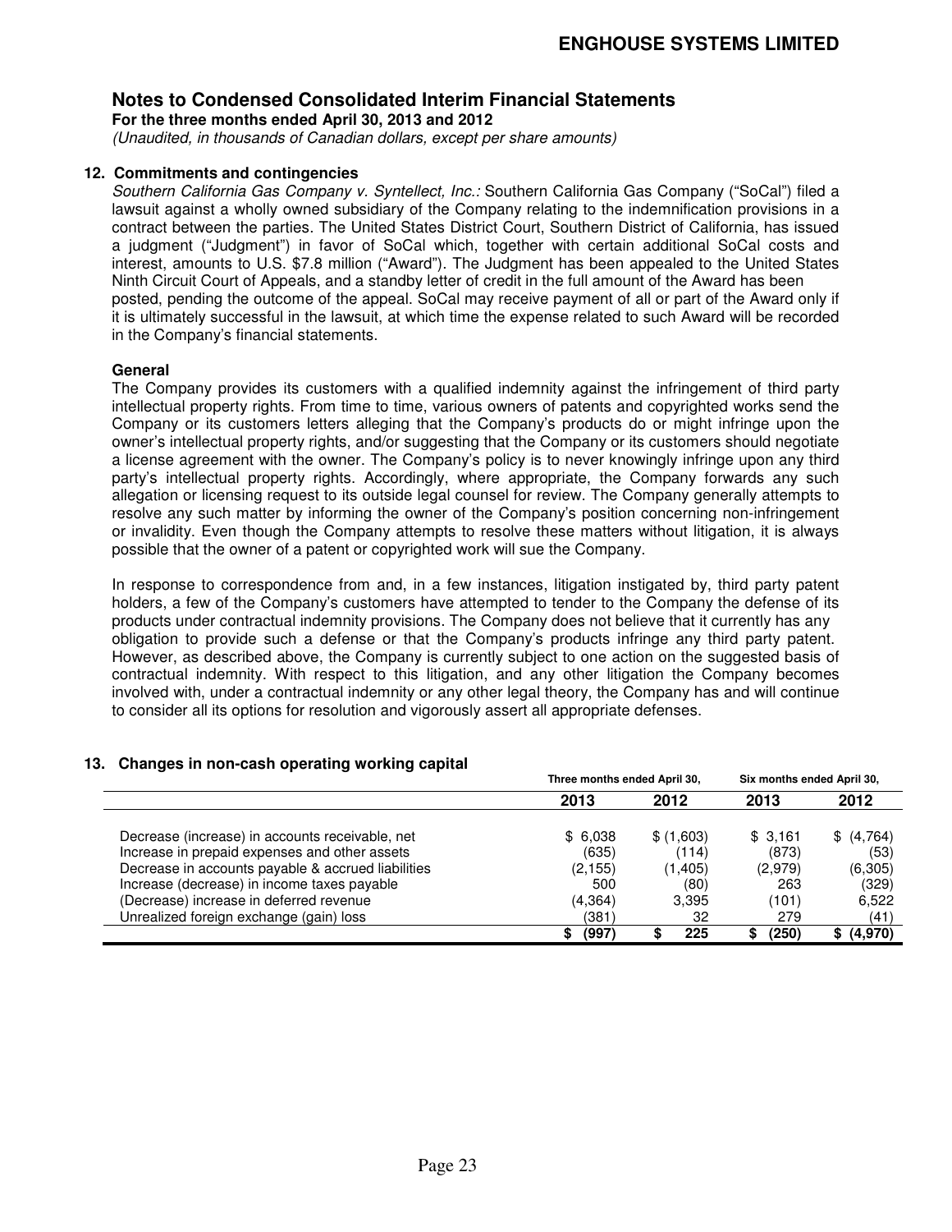## Notes to Condensed Consolidated Interim Financial Statements

**For the three months ended April 30, 2013 and 2012**

*(Unaudited, in thousands of Canadian dollars, except per share amounts)*

### 12. Commitments and contingencies

*Southern California Gas Company v. Syntellect, Inc.:* Southern California Gas Company ("SoCal") filed a lawsuit against a wholly owned subsidiary of the Company relating to the indemnification provisions in a contract between the parties. The United States District Court, Southern District of California, has issued a judgment ("Judgment") in favor of SoCal which, together with certain additional SoCal costs and interest, amounts to U.S. $7.8 million ("Award"). The Judgment has been appealed to the United States Ninth Circuit Court of Appeals, and a standby letter of credit in the full amount of the Award has been posted, pending the outcome of the appeal. SoCal may receive payment of all or part of the Award only if it is ultimately successful in the lawsuit, at which time the expense related to such Award will be recorded in the Company's financial statements.

**General**

The Company provides its customers with a qualified indemnity against the infringement of third party intellectual property rights. From time to time, various owners of patents and copyrighted works send the Company or its customers letters alleging that the Company's products do or might infringe upon the owner's intellectual property rights, and/or suggesting that the Company or its customers should negotiate a license agreement with the owner. The Company's policy is to never knowingly infringe upon any third party's intellectual property rights. Accordingly, where appropriate, the Company forwards any such allegation or licensing request to its outside legal counsel for review. The Company generally attempts to resolve any such matter by informing the owner of the Company's position concerning non-infringement or invalidity. Even though the Company attempts to resolve these matters without litigation, it is always possible that the owner of a patent or copyrighted work will sue the Company.

In response to correspondence from and, in a few instances, litigation instigated by, third party patent holders, a few of the Company's customers have attempted to tender to the Company the defense of its products under contractual indemnity provisions. The Company does not believe that it currently has any obligation to provide such a defense or that the Company's products infringe any third party patent. However, as described above, the Company is currently subject to one action on the suggested basis of contractual indemnity. With respect to this litigation, and any other litigation the Company becomes involved with, under a contractual indemnity or any other legal theory, the Company has and will continue to consider all its options for resolution and vigorously assert all appropriate defenses.

### 13. Changes in non-cash operating working capital

| | Three months ended April 30, | | Six months ended April 30, | |
|---|---|---|---|---|
| | **2013** | **2012** | **2013** | **2012** |
| Decrease (increase) in accounts receivable, net | $ 6,038 | $ (1,603) | $ 3,161 | $ (4,764) |
| Increase in prepaid expenses and other assets | (635) | (114) | (873) | (53) |
| Decrease in accounts payable & accrued liabilities | (2,155) | (1,405) | (2,979) | (6,305) |
| Increase (decrease) in income taxes payable | 500 | (80) | 263 | (329) |
| (Decrease) increase in deferred revenue | (4,364) | 3,395 | (101) | 6,522 |
| Unrealized foreign exchange (gain) loss | (381) | 32 | 279 | (41) |
| | **$ (997)** | **$ 225** | **$ (250)** | **$ (4,970)** |